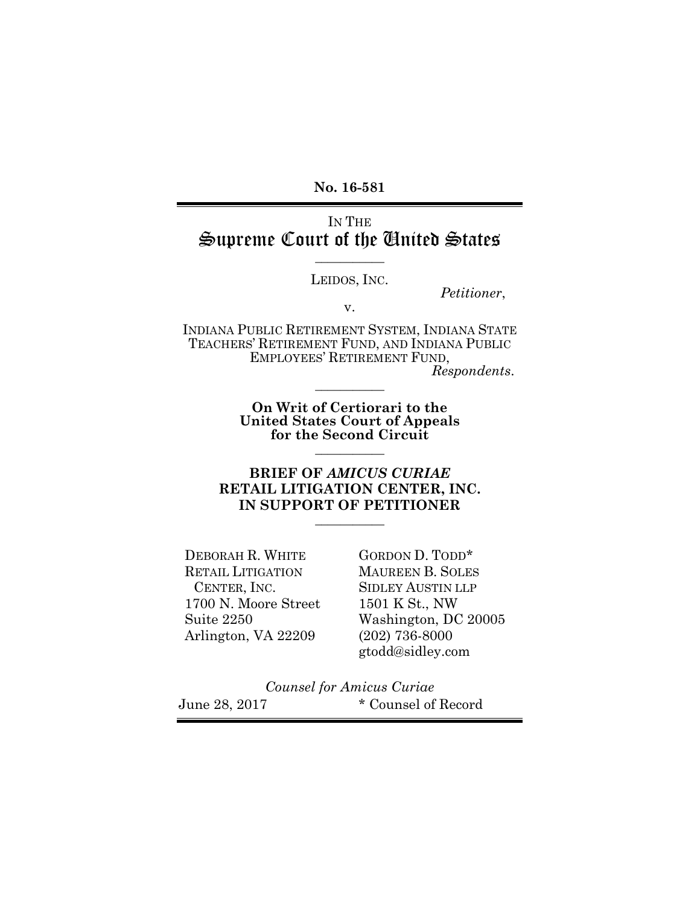**No. 16-581**

IN THE
# Supreme Court of the United States

---

LEIDOS, INC.

*Petitioner*,

v.

INDIANA PUBLIC RETIREMENT SYSTEM, INDIANA STATE TEACHERS' RETIREMENT FUND, AND INDIANA PUBLIC EMPLOYEES' RETIREMENT FUND,

*Respondents*.

---

**On Writ of Certiorari to the United States Court of Appeals for the Second Circuit**

---

**BRIEF OF *AMICUS CURIAE* RETAIL LITIGATION CENTER, INC. IN SUPPORT OF PETITIONER**

---

DEBORAH R. WHITE
RETAIL LITIGATION CENTER, INC.
1700 N. Moore Street
Suite 2250
Arlington, VA 22209

GORDON D. TODD*
MAUREEN B. SOLES
SIDLEY AUSTIN LLP
1501 K St., NW
Washington, DC 20005
(202) 736-8000
gtodd@sidley.com

*Counsel for Amicus Curiae*

June 28, 2017

\* Counsel of Record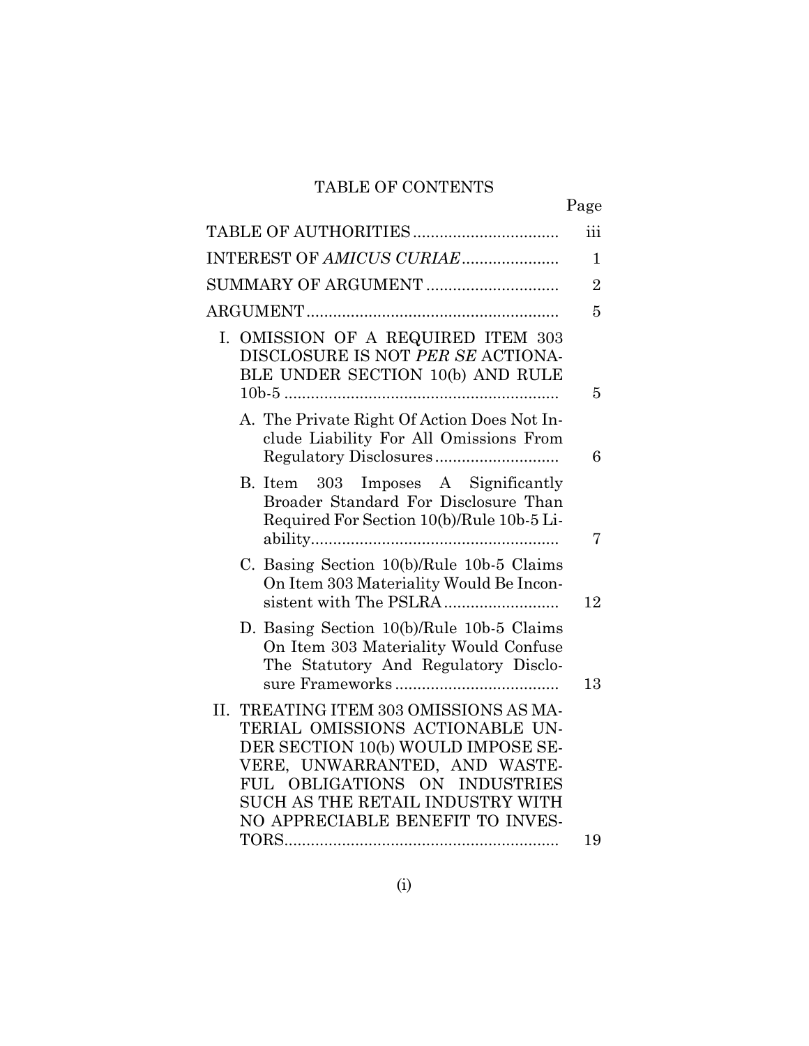# TABLE OF CONTENTS

| | Page |
|---|---|
| TABLE OF AUTHORITIES | iii |
| INTEREST OF *AMICUS CURIAE* | 1 |
| SUMMARY OF ARGUMENT | 2 |
| ARGUMENT | 5 |
| I. OMISSION OF A REQUIRED ITEM 303 DISCLOSURE IS NOT *PER SE* ACTIONABLE UNDER SECTION 10(b) AND RULE 10b-5 | 5 |
| A. The Private Right Of Action Does Not Include Liability For All Omissions From Regulatory Disclosures | 6 |
| B. Item 303 Imposes A Significantly Broader Standard For Disclosure Than Required For Section 10(b)/Rule 10b-5 Liability | 7 |
| C. Basing Section 10(b)/Rule 10b-5 Claims On Item 303 Materiality Would Be Inconsistent with The PSLRA | 12 |
| D. Basing Section 10(b)/Rule 10b-5 Claims On Item 303 Materiality Would Confuse The Statutory And Regulatory Disclosure Frameworks | 13 |
| II. TREATING ITEM 303 OMISSIONS AS MATERIAL OMISSIONS ACTIONABLE UNDER SECTION 10(b) WOULD IMPOSE SEVERE, UNWARRANTED, AND WASTEFUL OBLIGATIONS ON INDUSTRIES SUCH AS THE RETAIL INDUSTRY WITH NO APPRECIABLE BENEFIT TO INVESTORS | 19 |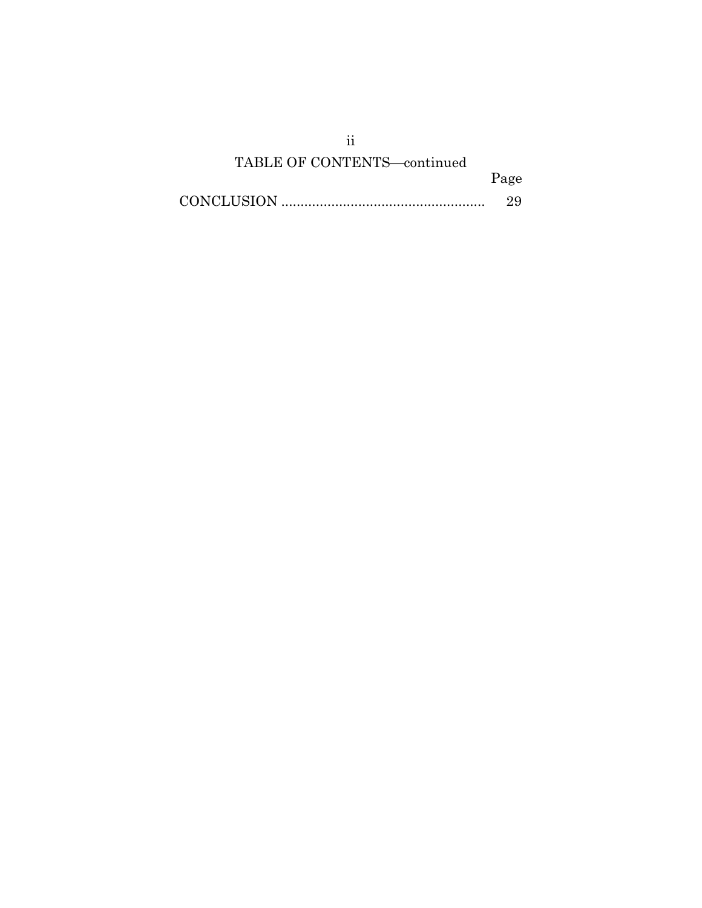TABLE OF CONTENTS—continued

| | Page |
|---|---|
| CONCLUSION ...................................................... | 29 |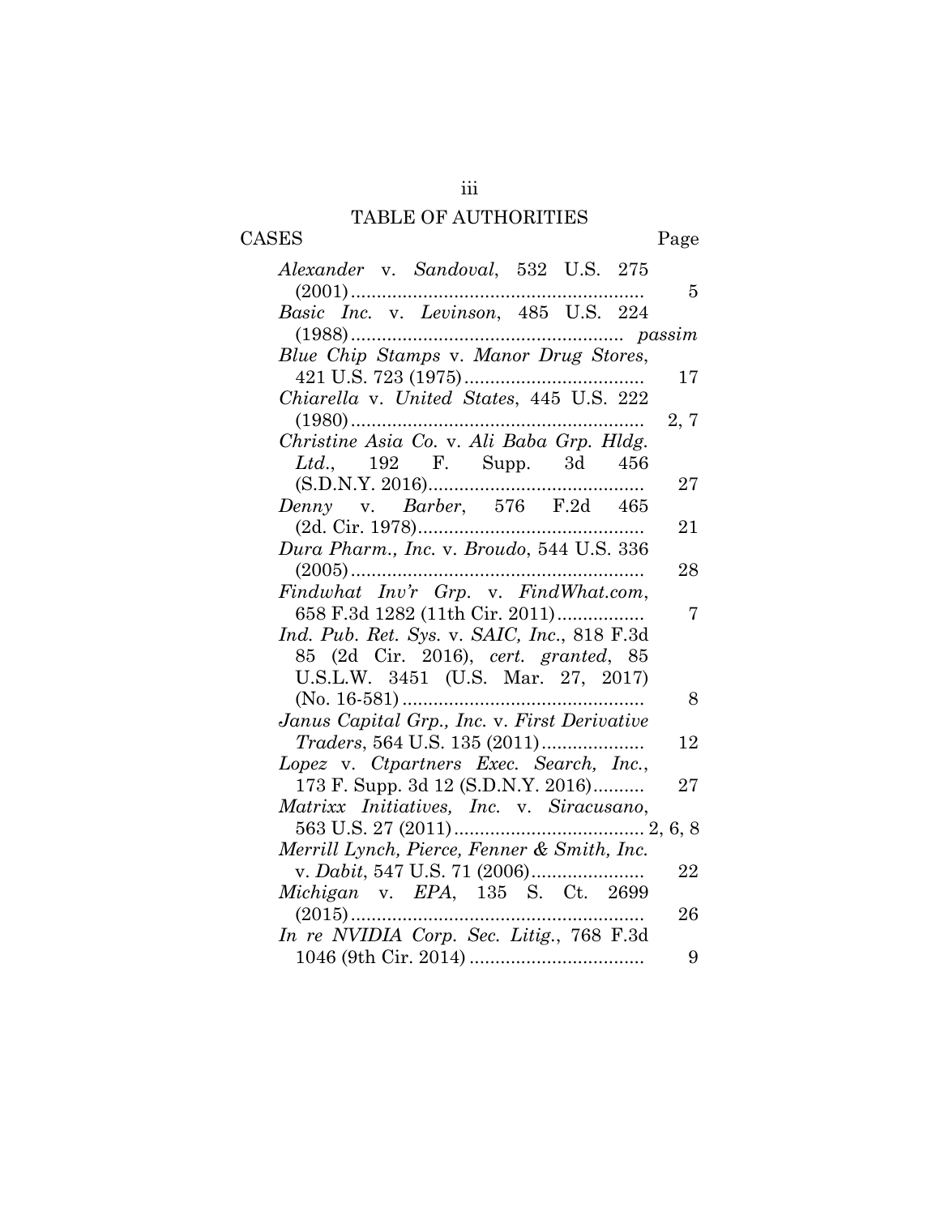## TABLE OF AUTHORITIES

| CASES | Page |
|---|---|
| *Alexander* v. *Sandoval*, 532 U.S. 275 (2001) | 5 |
| *Basic Inc.* v. *Levinson*, 485 U.S. 224 (1988) | *passim* |
| *Blue Chip Stamps* v. *Manor Drug Stores*, 421 U.S. 723 (1975) | 17 |
| *Chiarella* v. *United States*, 445 U.S. 222 (1980) | 2, 7 |
| *Christine Asia Co.* v. *Ali Baba Grp. Hldg. Ltd.*, 192 F. Supp. 3d 456 (S.D.N.Y. 2016) | 27 |
| *Denny* v. *Barber*, 576 F.2d 465 (2d. Cir. 1978) | 21 |
| *Dura Pharm., Inc.* v. *Broudo*, 544 U.S. 336 (2005) | 28 |
| *Findwhat Inv'r Grp.* v. *FindWhat.com*, 658 F.3d 1282 (11th Cir. 2011) | 7 |
| *Ind. Pub. Ret. Sys.* v. *SAIC, Inc.*, 818 F.3d 85 (2d Cir. 2016), *cert. granted*, 85 U.S.L.W. 3451 (U.S. Mar. 27, 2017) (No. 16-581) | 8 |
| *Janus Capital Grp., Inc.* v. *First Derivative Traders*, 564 U.S. 135 (2011) | 12 |
| *Lopez* v. *Ctpartners Exec. Search, Inc.*, 173 F. Supp. 3d 12 (S.D.N.Y. 2016) | 27 |
| *Matrixx Initiatives, Inc.* v. *Siracusano*, 563 U.S. 27 (2011) | 2, 6, 8 |
| *Merrill Lynch, Pierce, Fenner & Smith, Inc.* v. *Dabit*, 547 U.S. 71 (2006) | 22 |
| *Michigan* v. *EPA*, 135 S. Ct. 2699 (2015) | 26 |
| *In re NVIDIA Corp. Sec. Litig.*, 768 F.3d 1046 (9th Cir. 2014) | 9 |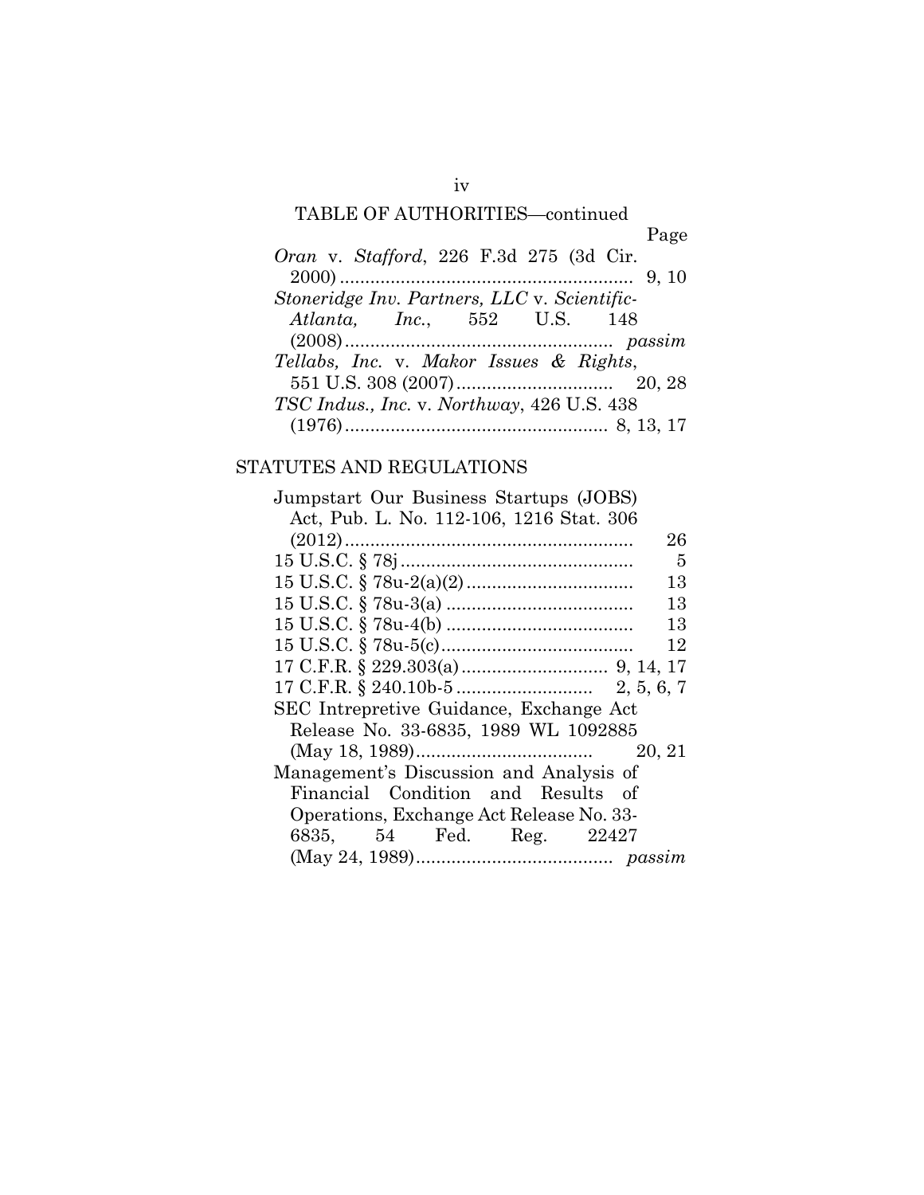TABLE OF AUTHORITIES—continued

Page

*Oran* v. *Stafford*, 226 F.3d 275 (3d Cir. 2000) .......................................................... 9, 10

*Stoneridge Inv. Partners, LLC* v. *Scientific-Atlanta, Inc.*, 552 U.S. 148 (2008) .................................................... *passim*

*Tellabs, Inc.* v. *Makor Issues & Rights*, 551 U.S. 308 (2007) .............................. 20, 28

*TSC Indus., Inc.* v. *Northway*, 426 U.S. 438 (1976) .................................................... 8, 13, 17

## STATUTES AND REGULATIONS

Jumpstart Our Business Startups (JOBS) Act, Pub. L. No. 112-106, 1216 Stat. 306 (2012) ......................................................... 26

15 U.S.C. § 78j ............................................. 5

15 U.S.C. § 78u-2(a)(2) ................................ 13

15 U.S.C. § 78u-3(a) .................................... 13

15 U.S.C. § 78u-4(b) .................................... 13

15 U.S.C. § 78u-5(c) ...................................... 12

17 C.F.R. § 229.303(a) ............................ 9, 14, 17

17 C.F.R. § 240.10b-5 ........................... 2, 5, 6, 7

SEC Intrepretive Guidance, Exchange Act Release No. 33-6835, 1989 WL 1092885 (May 18, 1989) .................................. 20, 21

Management's Discussion and Analysis of Financial Condition and Results of Operations, Exchange Act Release No. 33-6835, 54 Fed. Reg. 22427 (May 24, 1989) ....................................... *passim*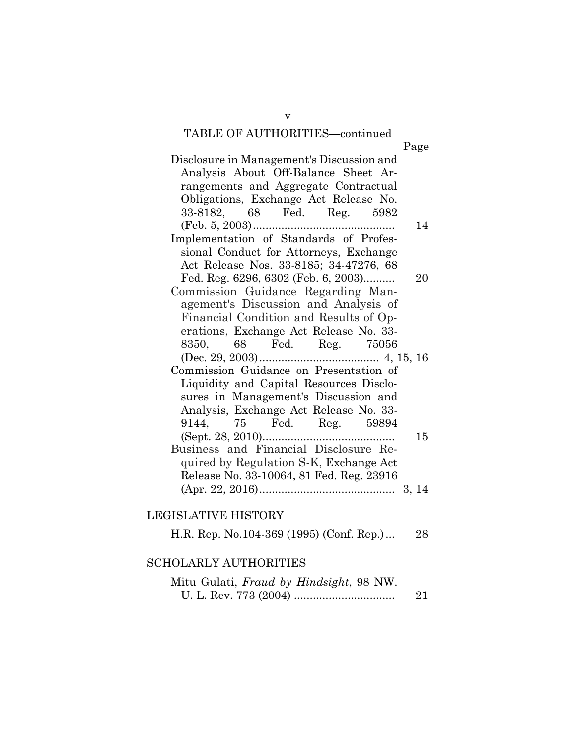TABLE OF AUTHORITIES—continued

| | Page |
|---|---|
| Disclosure in Management's Discussion and Analysis About Off-Balance Sheet Arrangements and Aggregate Contractual Obligations, Exchange Act Release No. 33-8182, 68 Fed. Reg. 5982 (Feb. 5, 2003) | 14 |
| Implementation of Standards of Professional Conduct for Attorneys, Exchange Act Release Nos. 33-8185; 34-47276, 68 Fed. Reg. 6296, 6302 (Feb. 6, 2003) | 20 |
| Commission Guidance Regarding Management's Discussion and Analysis of Financial Condition and Results of Operations, Exchange Act Release No. 33-8350, 68 Fed. Reg. 75056 (Dec. 29, 2003) | 4, 15, 16 |
| Commission Guidance on Presentation of Liquidity and Capital Resources Disclosures in Management's Discussion and Analysis, Exchange Act Release No. 33-9144, 75 Fed. Reg. 59894 (Sept. 28, 2010) | 15 |
| Business and Financial Disclosure Required by Regulation S-K, Exchange Act Release No. 33-10064, 81 Fed. Reg. 23916 (Apr. 22, 2016) | 3, 14 |

## LEGISLATIVE HISTORY

| | |
|---|---|
| H.R. Rep. No.104-369 (1995) (Conf. Rep.) | 28 |

## SCHOLARLY AUTHORITIES

| | |
|---|---|
| Mitu Gulati, *Fraud by Hindsight*, 98 NW. U. L. Rev. 773 (2004) | 21 |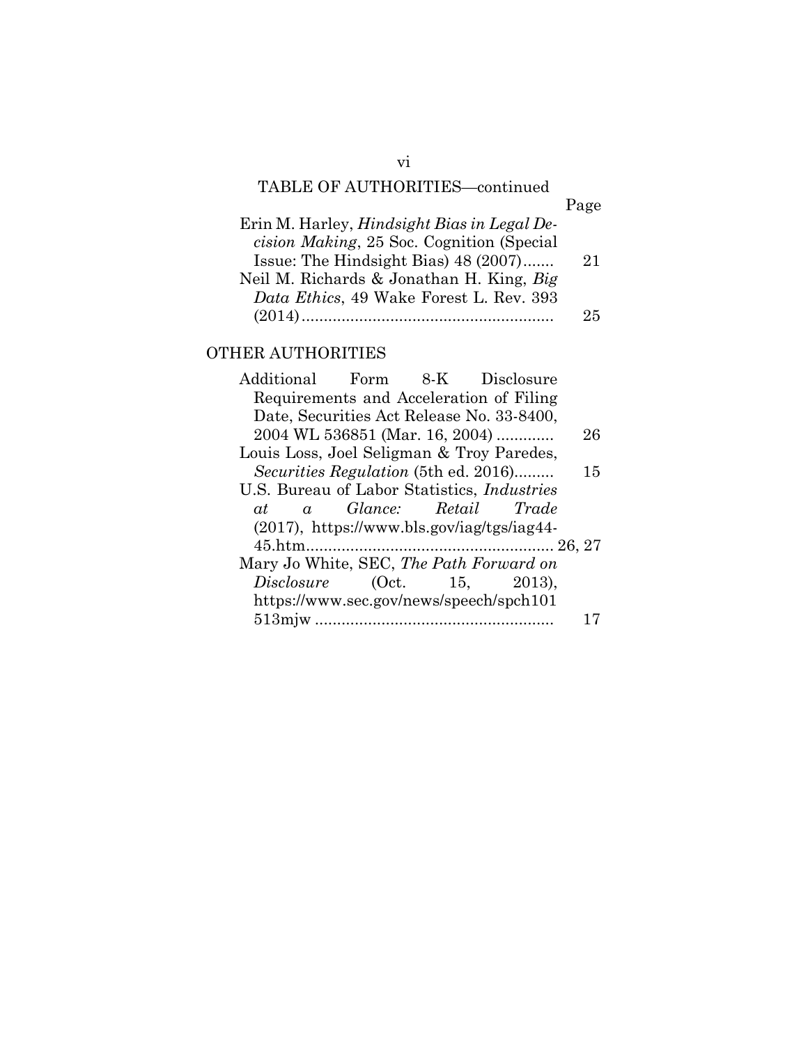TABLE OF AUTHORITIES—continued

| | Page |
|---|---|
| Erin M. Harley, *Hindsight Bias in Legal Decision Making*, 25 Soc. Cognition (Special Issue: The Hindsight Bias) 48 (2007) ....... | 21 |
| Neil M. Richards & Jonathan H. King, *Big Data Ethics*, 49 Wake Forest L. Rev. 393 (2014) ........................................................ | 25 |

## OTHER AUTHORITIES

| | |
|---|---|
| Additional Form 8-K Disclosure Requirements and Acceleration of Filing Date, Securities Act Release No. 33-8400, 2004 WL 536851 (Mar. 16, 2004) ............. | 26 |
| Louis Loss, Joel Seligman & Troy Paredes, *Securities Regulation* (5th ed. 2016)......... | 15 |
| U.S. Bureau of Labor Statistics, *Industries at a Glance: Retail Trade* (2017), https://www.bls.gov/iag/tgs/iag44-45.htm........................................................ | 26, 27 |
| Mary Jo White, SEC, *The Path Forward on Disclosure* (Oct. 15, 2013), https://www.sec.gov/news/speech/spch101513mjw ...................................................... | 17 |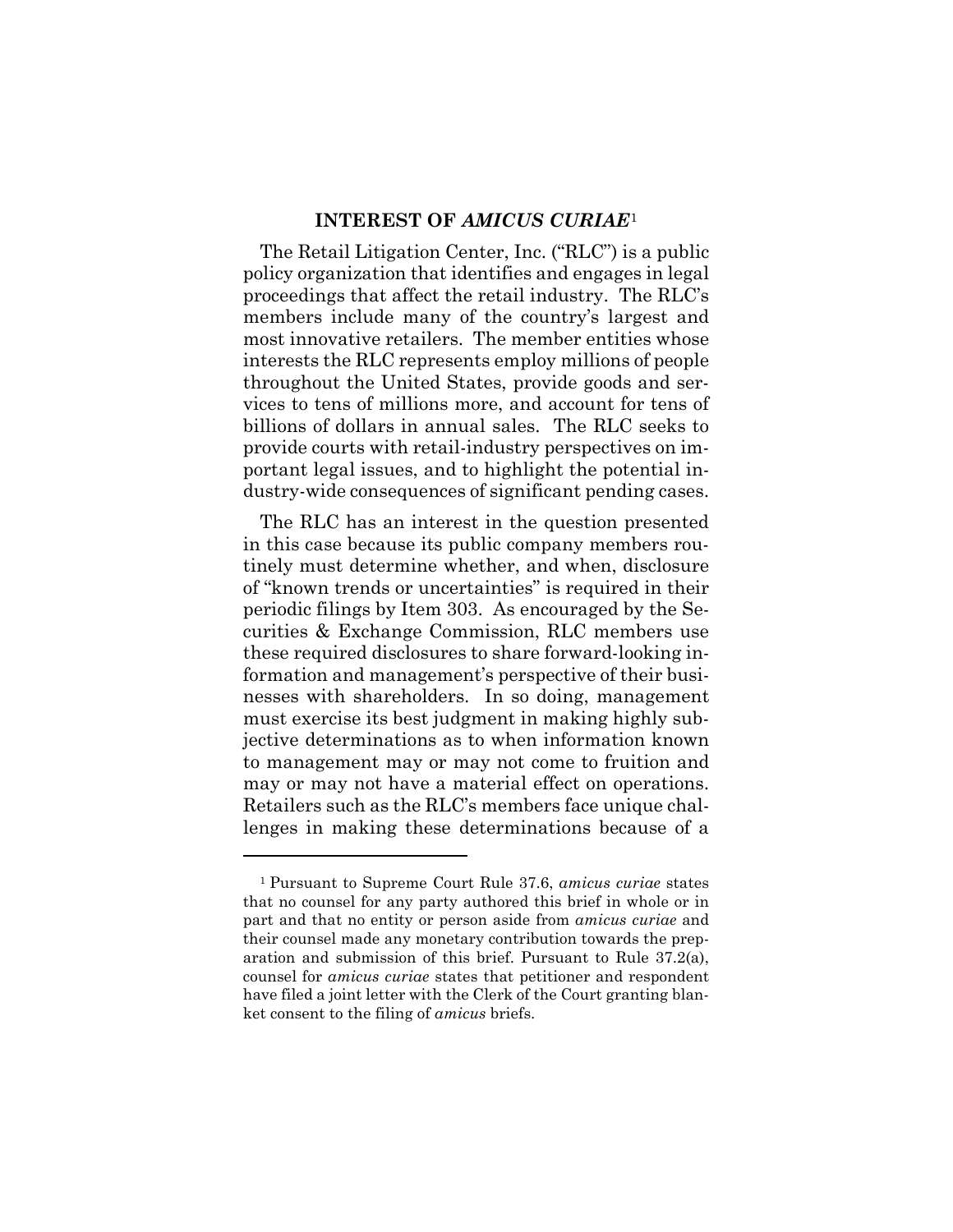## INTEREST OF *AMICUS CURIAE*[1]

The Retail Litigation Center, Inc. ("RLC") is a public policy organization that identifies and engages in legal proceedings that affect the retail industry. The RLC's members include many of the country's largest and most innovative retailers. The member entities whose interests the RLC represents employ millions of people throughout the United States, provide goods and services to tens of millions more, and account for tens of billions of dollars in annual sales. The RLC seeks to provide courts with retail-industry perspectives on important legal issues, and to highlight the potential industry-wide consequences of significant pending cases.

The RLC has an interest in the question presented in this case because its public company members routinely must determine whether, and when, disclosure of "known trends or uncertainties" is required in their periodic filings by Item 303. As encouraged by the Securities & Exchange Commission, RLC members use these required disclosures to share forward-looking information and management's perspective of their businesses with shareholders. In so doing, management must exercise its best judgment in making highly subjective determinations as to when information known to management may or may not come to fruition and may or may not have a material effect on operations. Retailers such as the RLC's members face unique challenges in making these determinations because of a

---

[1] Pursuant to Supreme Court Rule 37.6, *amicus curiae* states that no counsel for any party authored this brief in whole or in part and that no entity or person aside from *amicus curiae* and their counsel made any monetary contribution towards the preparation and submission of this brief. Pursuant to Rule 37.2(a), counsel for *amicus curiae* states that petitioner and respondent have filed a joint letter with the Clerk of the Court granting blanket consent to the filing of *amicus* briefs.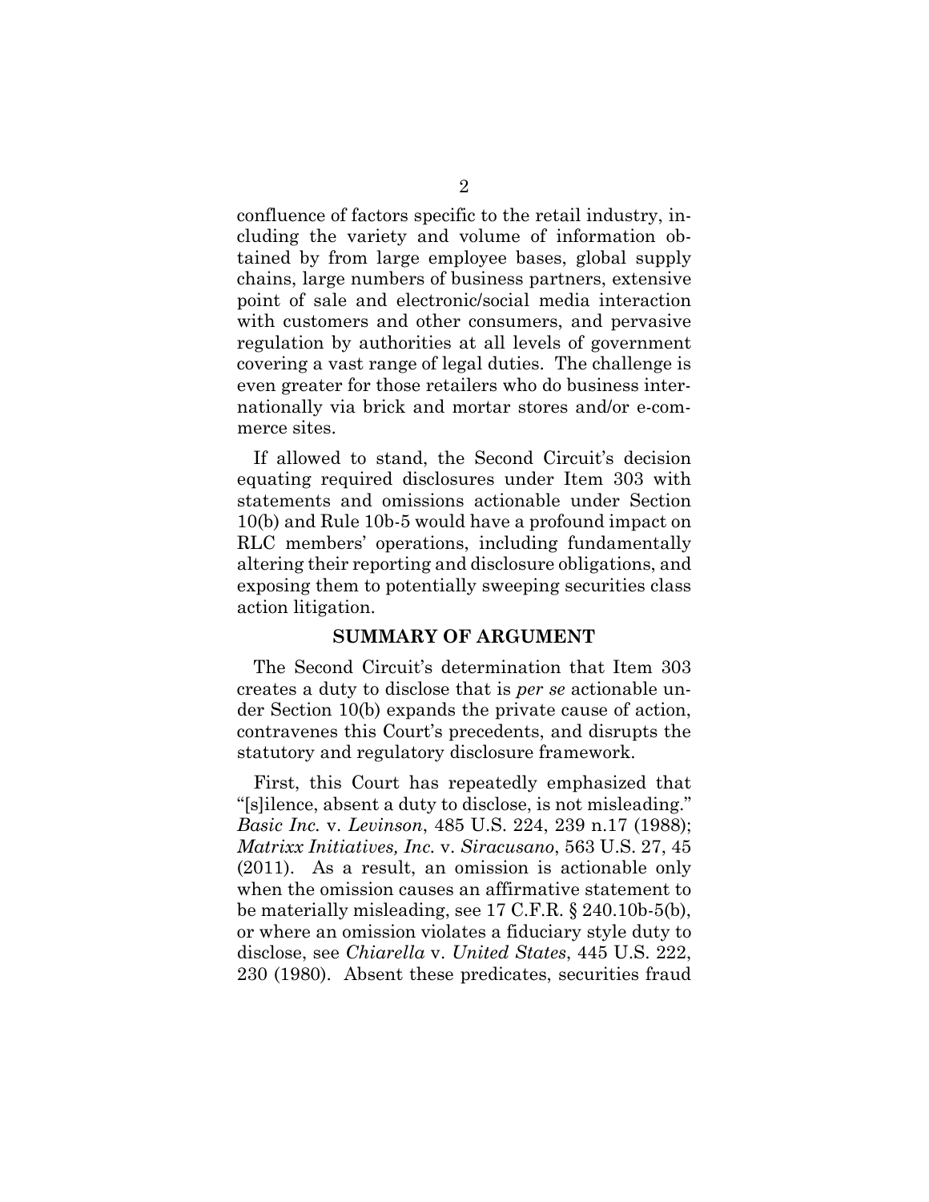confluence of factors specific to the retail industry, including the variety and volume of information obtained by from large employee bases, global supply chains, large numbers of business partners, extensive point of sale and electronic/social media interaction with customers and other consumers, and pervasive regulation by authorities at all levels of government covering a vast range of legal duties. The challenge is even greater for those retailers who do business internationally via brick and mortar stores and/or e-commerce sites.

If allowed to stand, the Second Circuit's decision equating required disclosures under Item 303 with statements and omissions actionable under Section 10(b) and Rule 10b-5 would have a profound impact on RLC members' operations, including fundamentally altering their reporting and disclosure obligations, and exposing them to potentially sweeping securities class action litigation.

## SUMMARY OF ARGUMENT

The Second Circuit's determination that Item 303 creates a duty to disclose that is *per se* actionable under Section 10(b) expands the private cause of action, contravenes this Court's precedents, and disrupts the statutory and regulatory disclosure framework.

First, this Court has repeatedly emphasized that "[s]ilence, absent a duty to disclose, is not misleading." *Basic Inc.* v. *Levinson*, 485 U.S. 224, 239 n.17 (1988); *Matrixx Initiatives, Inc.* v. *Siracusano*, 563 U.S. 27, 45 (2011). As a result, an omission is actionable only when the omission causes an affirmative statement to be materially misleading, see 17 C.F.R. § 240.10b-5(b), or where an omission violates a fiduciary style duty to disclose, see *Chiarella* v. *United States*, 445 U.S. 222, 230 (1980). Absent these predicates, securities fraud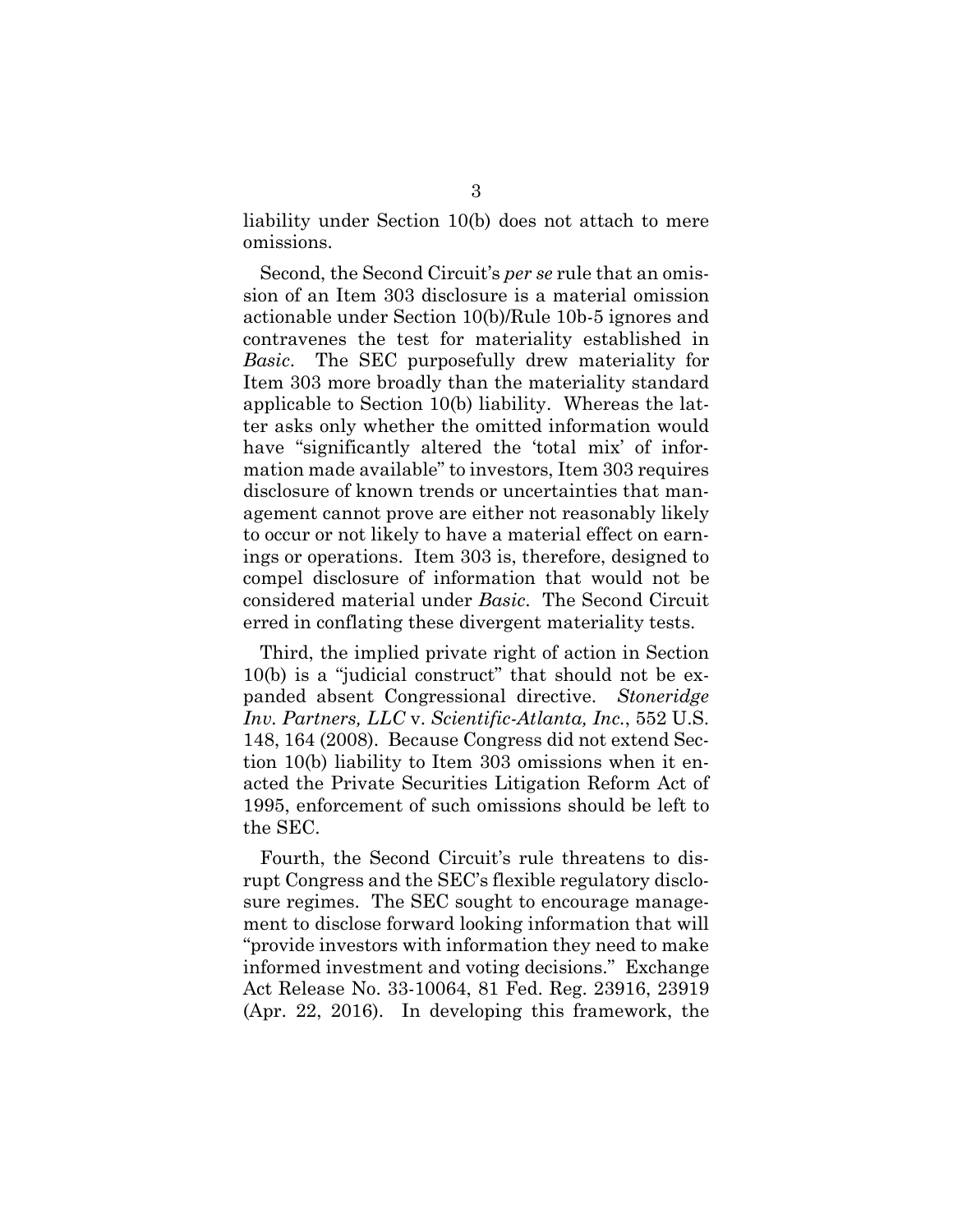liability under Section 10(b) does not attach to mere omissions.

Second, the Second Circuit's *per se* rule that an omission of an Item 303 disclosure is a material omission actionable under Section 10(b)/Rule 10b-5 ignores and contravenes the test for materiality established in *Basic*. The SEC purposefully drew materiality for Item 303 more broadly than the materiality standard applicable to Section 10(b) liability. Whereas the latter asks only whether the omitted information would have "significantly altered the 'total mix' of information made available" to investors, Item 303 requires disclosure of known trends or uncertainties that management cannot prove are either not reasonably likely to occur or not likely to have a material effect on earnings or operations. Item 303 is, therefore, designed to compel disclosure of information that would not be considered material under *Basic*. The Second Circuit erred in conflating these divergent materiality tests.

Third, the implied private right of action in Section 10(b) is a "judicial construct" that should not be expanded absent Congressional directive. *Stoneridge Inv. Partners, LLC* v. *Scientific-Atlanta, Inc.*, 552 U.S. 148, 164 (2008). Because Congress did not extend Section 10(b) liability to Item 303 omissions when it enacted the Private Securities Litigation Reform Act of 1995, enforcement of such omissions should be left to the SEC.

Fourth, the Second Circuit's rule threatens to disrupt Congress and the SEC's flexible regulatory disclosure regimes. The SEC sought to encourage management to disclose forward looking information that will "provide investors with information they need to make informed investment and voting decisions." Exchange Act Release No. 33-10064, 81 Fed. Reg. 23916, 23919 (Apr. 22, 2016). In developing this framework, the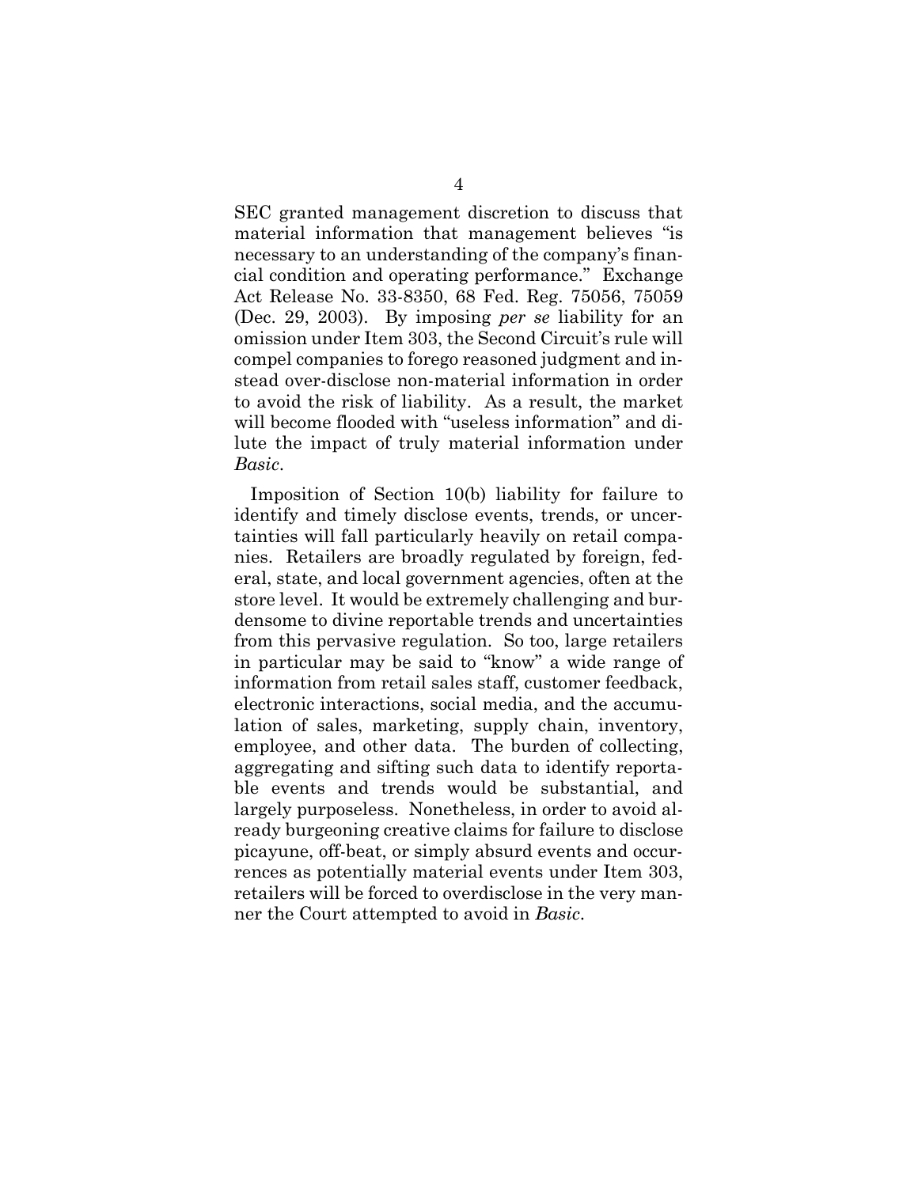SEC granted management discretion to discuss that material information that management believes "is necessary to an understanding of the company's financial condition and operating performance." Exchange Act Release No. 33-8350, 68 Fed. Reg. 75056, 75059 (Dec. 29, 2003). By imposing *per se* liability for an omission under Item 303, the Second Circuit's rule will compel companies to forego reasoned judgment and instead over-disclose non-material information in order to avoid the risk of liability. As a result, the market will become flooded with "useless information" and dilute the impact of truly material information under *Basic*.

Imposition of Section 10(b) liability for failure to identify and timely disclose events, trends, or uncertainties will fall particularly heavily on retail companies. Retailers are broadly regulated by foreign, federal, state, and local government agencies, often at the store level. It would be extremely challenging and burdensome to divine reportable trends and uncertainties from this pervasive regulation. So too, large retailers in particular may be said to "know" a wide range of information from retail sales staff, customer feedback, electronic interactions, social media, and the accumulation of sales, marketing, supply chain, inventory, employee, and other data. The burden of collecting, aggregating and sifting such data to identify reportable events and trends would be substantial, and largely purposeless. Nonetheless, in order to avoid already burgeoning creative claims for failure to disclose picayune, off-beat, or simply absurd events and occurrences as potentially material events under Item 303, retailers will be forced to overdisclose in the very manner the Court attempted to avoid in *Basic*.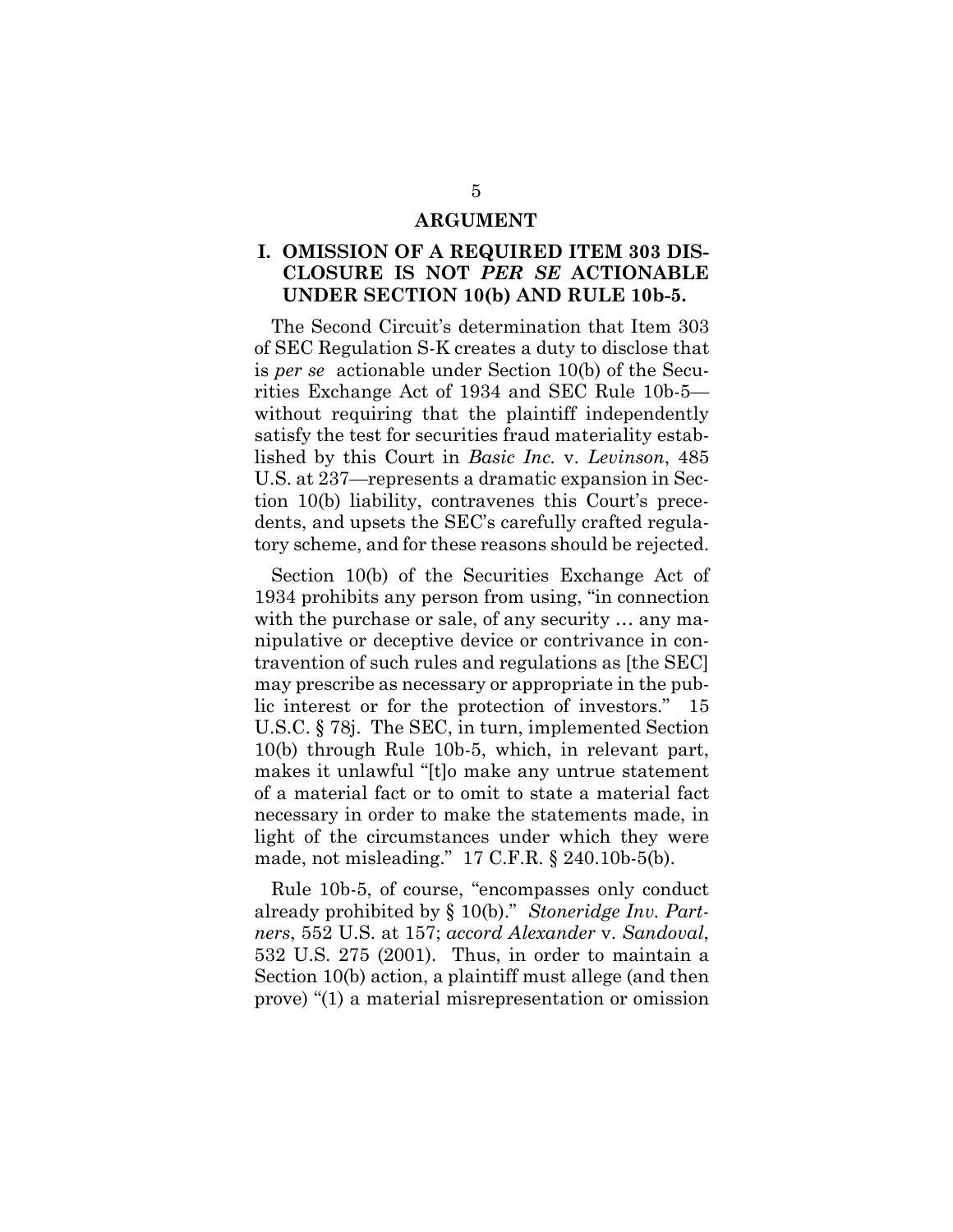## ARGUMENT

### I. OMISSION OF A REQUIRED ITEM 303 DISCLOSURE IS NOT *PER SE* ACTIONABLE UNDER SECTION 10(b) AND RULE 10b-5.

The Second Circuit's determination that Item 303 of SEC Regulation S-K creates a duty to disclose that is *per se* actionable under Section 10(b) of the Securities Exchange Act of 1934 and SEC Rule 10b-5—without requiring that the plaintiff independently satisfy the test for securities fraud materiality established by this Court in *Basic Inc.* v. *Levinson*, 485 U.S. at 237—represents a dramatic expansion in Section 10(b) liability, contravenes this Court's precedents, and upsets the SEC's carefully crafted regulatory scheme, and for these reasons should be rejected.

Section 10(b) of the Securities Exchange Act of 1934 prohibits any person from using, "in connection with the purchase or sale, of any security … any manipulative or deceptive device or contrivance in contravention of such rules and regulations as [the SEC] may prescribe as necessary or appropriate in the public interest or for the protection of investors." 15 U.S.C. § 78j. The SEC, in turn, implemented Section 10(b) through Rule 10b-5, which, in relevant part, makes it unlawful "[t]o make any untrue statement of a material fact or to omit to state a material fact necessary in order to make the statements made, in light of the circumstances under which they were made, not misleading." 17 C.F.R. § 240.10b-5(b).

Rule 10b-5, of course, "encompasses only conduct already prohibited by § 10(b)." *Stoneridge Inv. Partners*, 552 U.S. at 157; *accord Alexander* v. *Sandoval*, 532 U.S. 275 (2001). Thus, in order to maintain a Section 10(b) action, a plaintiff must allege (and then prove) "(1) a material misrepresentation or omission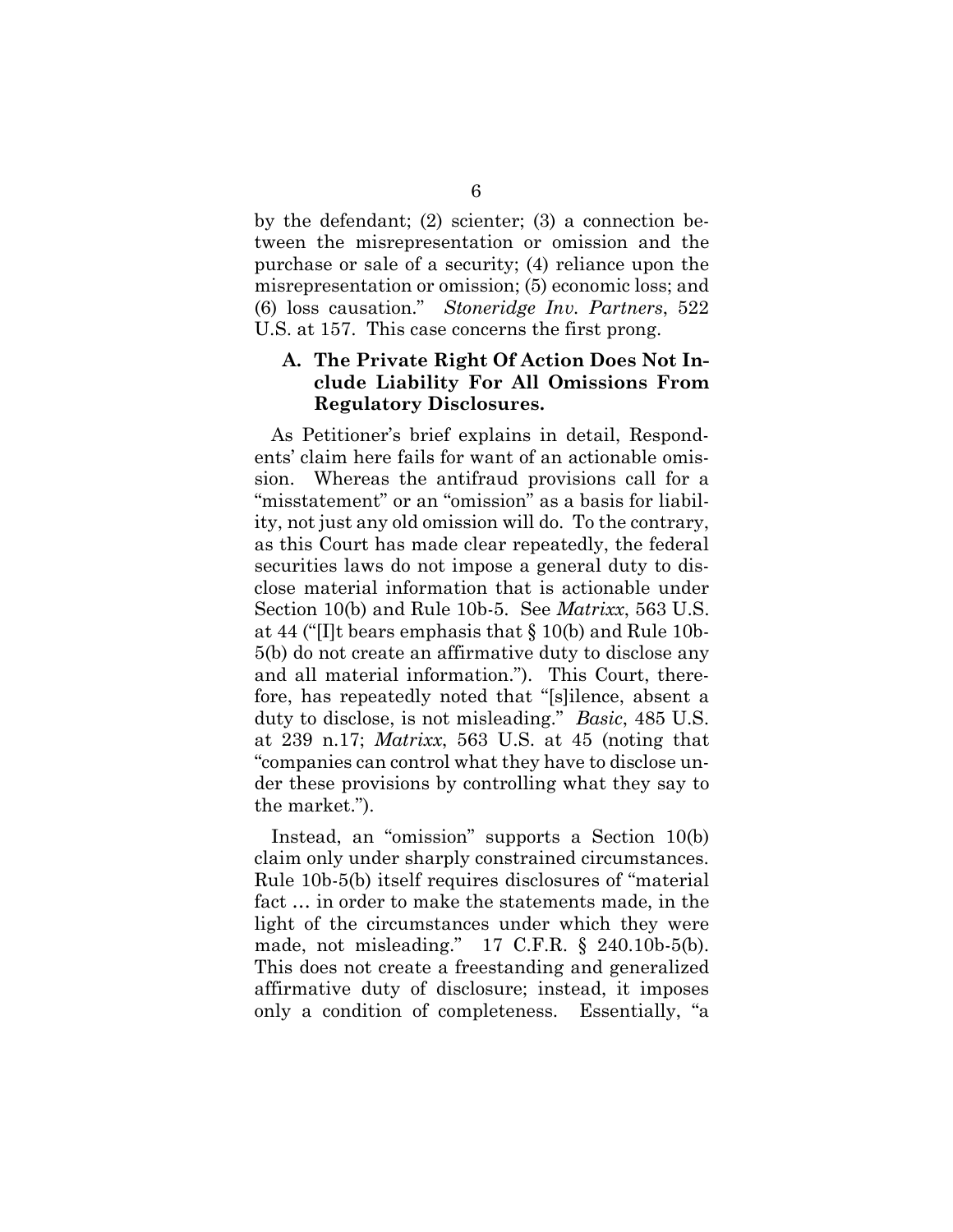by the defendant; (2) scienter; (3) a connection between the misrepresentation or omission and the purchase or sale of a security; (4) reliance upon the misrepresentation or omission; (5) economic loss; and (6) loss causation." *Stoneridge Inv. Partners*, 522 U.S. at 157. This case concerns the first prong.

### A. The Private Right Of Action Does Not Include Liability For All Omissions From Regulatory Disclosures.

As Petitioner's brief explains in detail, Respondents' claim here fails for want of an actionable omission. Whereas the antifraud provisions call for a "misstatement" or an "omission" as a basis for liability, not just any old omission will do. To the contrary, as this Court has made clear repeatedly, the federal securities laws do not impose a general duty to disclose material information that is actionable under Section 10(b) and Rule 10b-5. See *Matrixx*, 563 U.S. at 44 ("[I]t bears emphasis that § 10(b) and Rule 10b-5(b) do not create an affirmative duty to disclose any and all material information."). This Court, therefore, has repeatedly noted that "[s]ilence, absent a duty to disclose, is not misleading." *Basic*, 485 U.S. at 239 n.17; *Matrixx*, 563 U.S. at 45 (noting that "companies can control what they have to disclose under these provisions by controlling what they say to the market.").

Instead, an "omission" supports a Section 10(b) claim only under sharply constrained circumstances. Rule 10b-5(b) itself requires disclosures of "material fact … in order to make the statements made, in the light of the circumstances under which they were made, not misleading." 17 C.F.R. § 240.10b-5(b). This does not create a freestanding and generalized affirmative duty of disclosure; instead, it imposes only a condition of completeness. Essentially, "a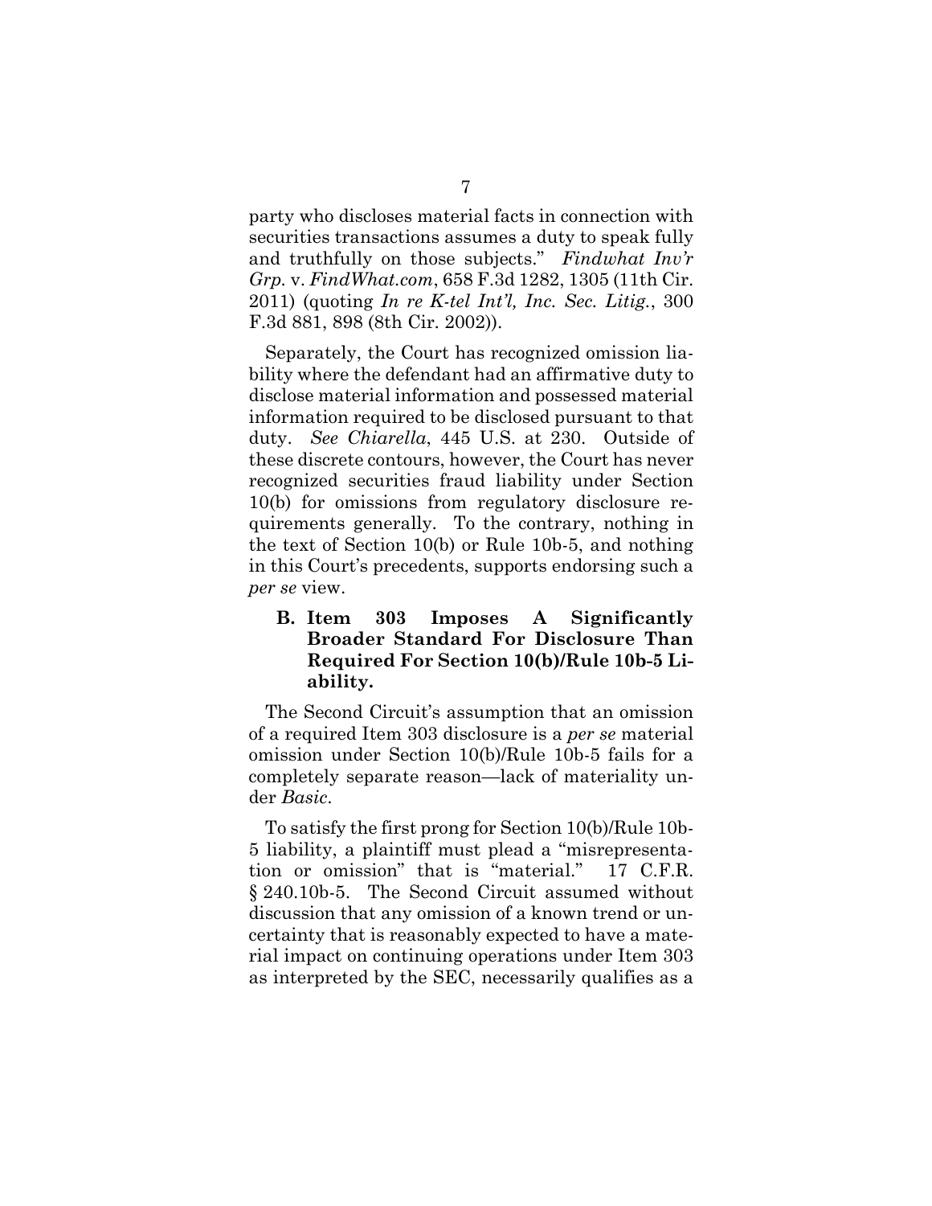party who discloses material facts in connection with securities transactions assumes a duty to speak fully and truthfully on those subjects." *Findwhat Inv'r Grp.* v. *FindWhat.com*, 658 F.3d 1282, 1305 (11th Cir. 2011) (quoting *In re K-tel Int'l, Inc. Sec. Litig.*, 300 F.3d 881, 898 (8th Cir. 2002)).

Separately, the Court has recognized omission liability where the defendant had an affirmative duty to disclose material information and possessed material information required to be disclosed pursuant to that duty. *See Chiarella*, 445 U.S. at 230. Outside of these discrete contours, however, the Court has never recognized securities fraud liability under Section 10(b) for omissions from regulatory disclosure requirements generally. To the contrary, nothing in the text of Section 10(b) or Rule 10b-5, and nothing in this Court's precedents, supports endorsing such a *per se* view.

### B. Item 303 Imposes A Significantly Broader Standard For Disclosure Than Required For Section 10(b)/Rule 10b-5 Liability.

The Second Circuit's assumption that an omission of a required Item 303 disclosure is a *per se* material omission under Section 10(b)/Rule 10b-5 fails for a completely separate reason—lack of materiality under *Basic*.

To satisfy the first prong for Section 10(b)/Rule 10b-5 liability, a plaintiff must plead a "misrepresentation or omission" that is "material." 17 C.F.R. § 240.10b-5. The Second Circuit assumed without discussion that any omission of a known trend or uncertainty that is reasonably expected to have a material impact on continuing operations under Item 303 as interpreted by the SEC, necessarily qualifies as a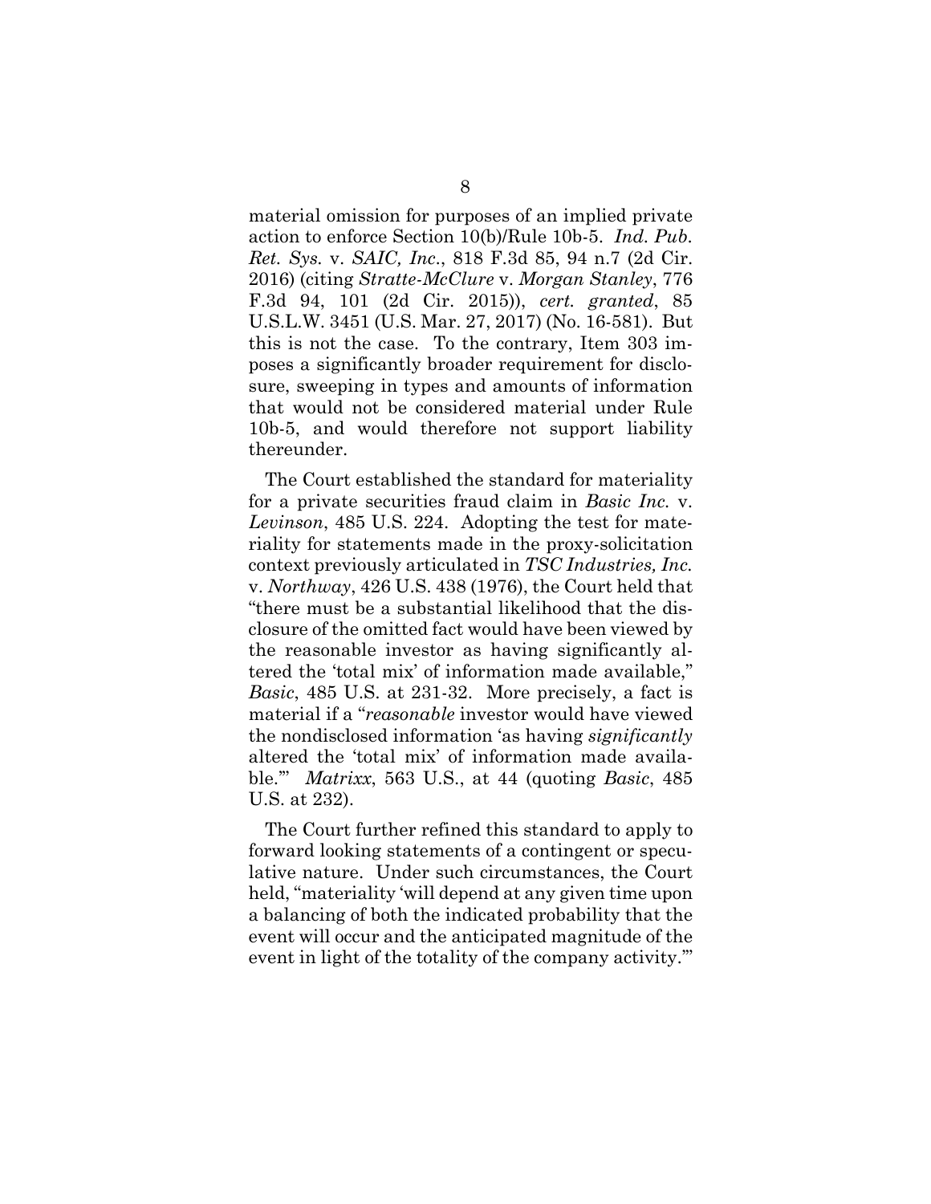material omission for purposes of an implied private action to enforce Section 10(b)/Rule 10b-5. *Ind. Pub. Ret. Sys.* v. *SAIC, Inc*., 818 F.3d 85, 94 n.7 (2d Cir. 2016) (citing *Stratte-McClure* v. *Morgan Stanley*, 776 F.3d 94, 101 (2d Cir. 2015)), *cert. granted*, 85 U.S.L.W. 3451 (U.S. Mar. 27, 2017) (No. 16-581). But this is not the case. To the contrary, Item 303 imposes a significantly broader requirement for disclosure, sweeping in types and amounts of information that would not be considered material under Rule 10b-5, and would therefore not support liability thereunder.

The Court established the standard for materiality for a private securities fraud claim in *Basic Inc.* v. *Levinson*, 485 U.S. 224. Adopting the test for materiality for statements made in the proxy-solicitation context previously articulated in *TSC Industries, Inc.* v. *Northway*, 426 U.S. 438 (1976), the Court held that "there must be a substantial likelihood that the disclosure of the omitted fact would have been viewed by the reasonable investor as having significantly altered the 'total mix' of information made available," *Basic*, 485 U.S. at 231-32. More precisely, a fact is material if a "*reasonable* investor would have viewed the nondisclosed information 'as having *significantly* altered the 'total mix' of information made available.'" *Matrixx*, 563 U.S., at 44 (quoting *Basic*, 485 U.S. at 232).

The Court further refined this standard to apply to forward looking statements of a contingent or speculative nature. Under such circumstances, the Court held, "materiality 'will depend at any given time upon a balancing of both the indicated probability that the event will occur and the anticipated magnitude of the event in light of the totality of the company activity.'"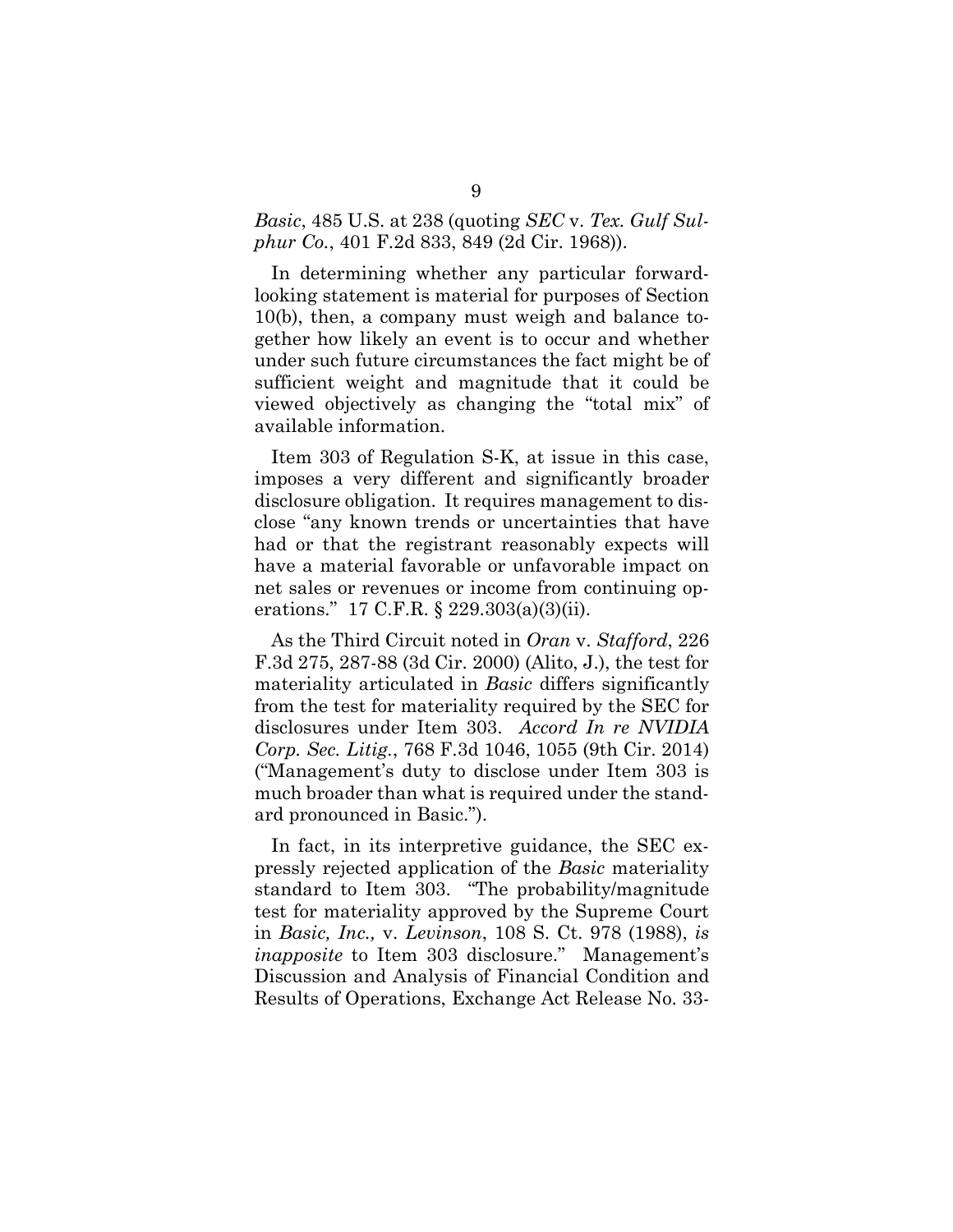*Basic*, 485 U.S. at 238 (quoting *SEC* v. *Tex. Gulf Sulphur Co.*, 401 F.2d 833, 849 (2d Cir. 1968)).

In determining whether any particular forward-looking statement is material for purposes of Section 10(b), then, a company must weigh and balance together how likely an event is to occur and whether under such future circumstances the fact might be of sufficient weight and magnitude that it could be viewed objectively as changing the "total mix" of available information.

Item 303 of Regulation S-K, at issue in this case, imposes a very different and significantly broader disclosure obligation. It requires management to disclose "any known trends or uncertainties that have had or that the registrant reasonably expects will have a material favorable or unfavorable impact on net sales or revenues or income from continuing operations." 17 C.F.R. § 229.303(a)(3)(ii).

As the Third Circuit noted in *Oran* v. *Stafford*, 226 F.3d 275, 287-88 (3d Cir. 2000) (Alito, J.), the test for materiality articulated in *Basic* differs significantly from the test for materiality required by the SEC for disclosures under Item 303. *Accord In re NVIDIA Corp. Sec. Litig.*, 768 F.3d 1046, 1055 (9th Cir. 2014) ("Management's duty to disclose under Item 303 is much broader than what is required under the standard pronounced in Basic.").

In fact, in its interpretive guidance, the SEC expressly rejected application of the *Basic* materiality standard to Item 303. "The probability/magnitude test for materiality approved by the Supreme Court in *Basic, Inc.,* v. *Levinson*, 108 S. Ct. 978 (1988), *is inapposite* to Item 303 disclosure." Management's Discussion and Analysis of Financial Condition and Results of Operations, Exchange Act Release No. 33-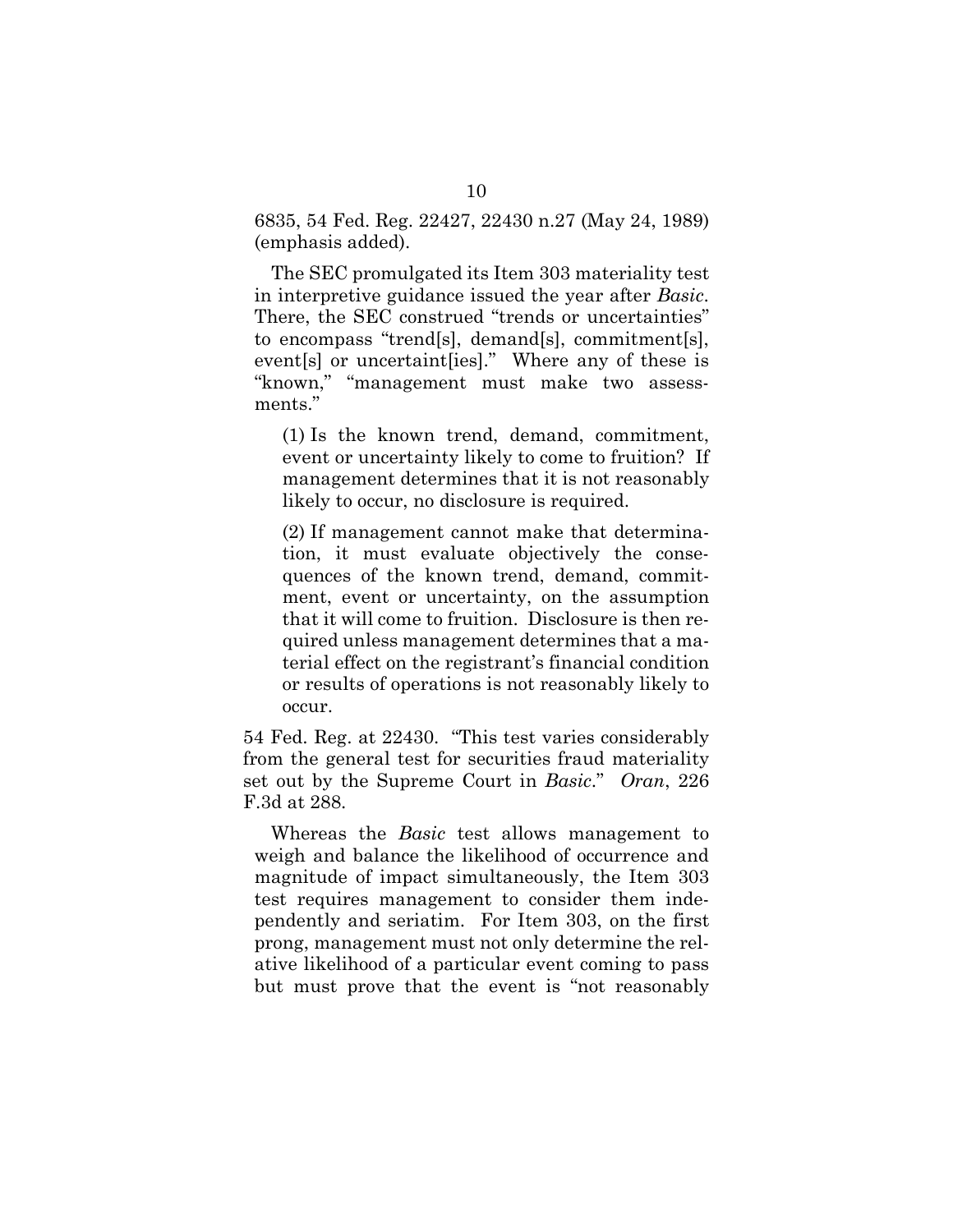6835, 54 Fed. Reg. 22427, 22430 n.27 (May 24, 1989) (emphasis added).

The SEC promulgated its Item 303 materiality test in interpretive guidance issued the year after *Basic*. There, the SEC construed "trends or uncertainties" to encompass "trend[s], demand[s], commitment[s], event[s] or uncertaint[ies]." Where any of these is "known," "management must make two assessments."

> (1) Is the known trend, demand, commitment, event or uncertainty likely to come to fruition? If management determines that it is not reasonably likely to occur, no disclosure is required.
>
> (2) If management cannot make that determination, it must evaluate objectively the consequences of the known trend, demand, commitment, event or uncertainty, on the assumption that it will come to fruition. Disclosure is then required unless management determines that a material effect on the registrant's financial condition or results of operations is not reasonably likely to occur.

54 Fed. Reg. at 22430. "This test varies considerably from the general test for securities fraud materiality set out by the Supreme Court in *Basic*." *Oran*, 226 F.3d at 288.

Whereas the *Basic* test allows management to weigh and balance the likelihood of occurrence and magnitude of impact simultaneously, the Item 303 test requires management to consider them independently and seriatim. For Item 303, on the first prong, management must not only determine the relative likelihood of a particular event coming to pass but must prove that the event is "not reasonably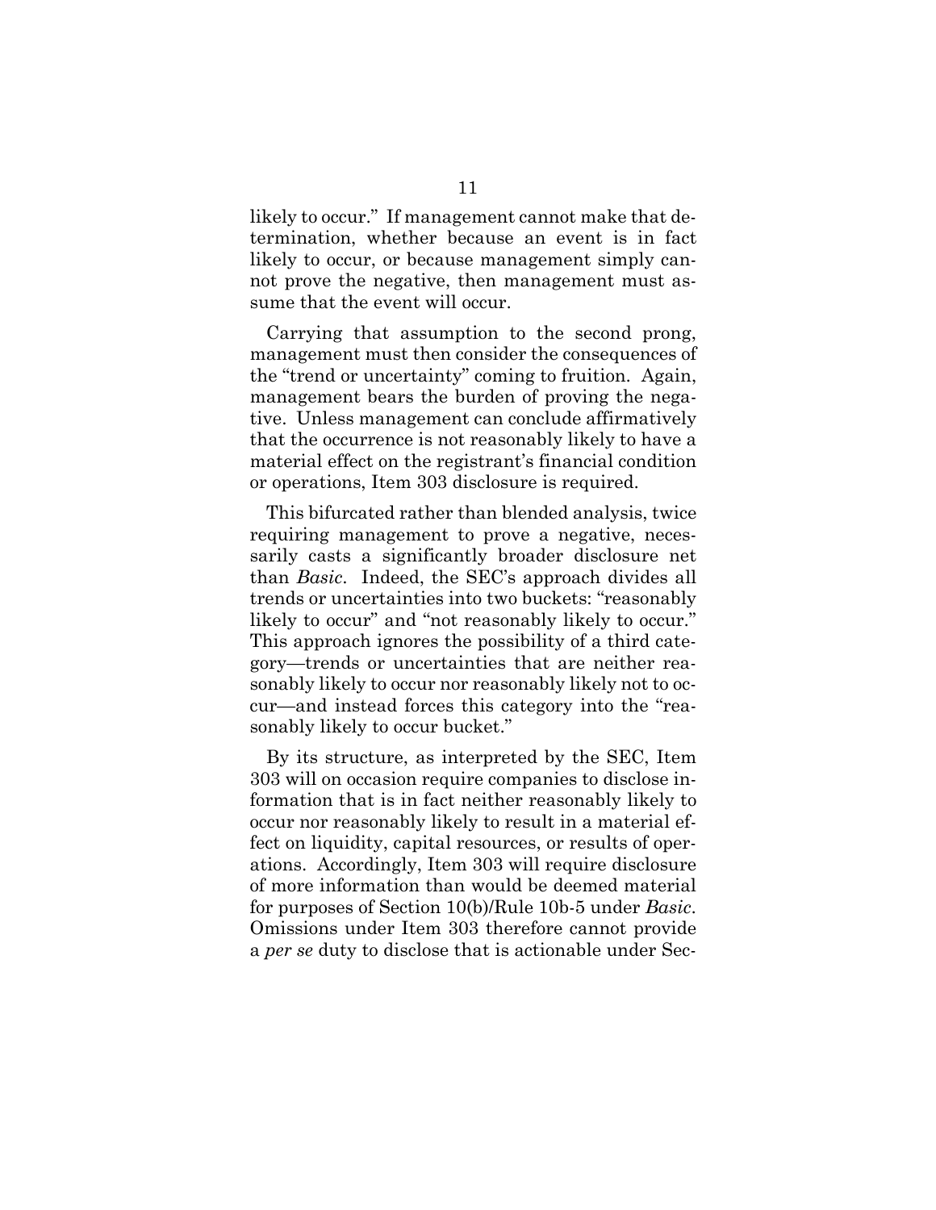likely to occur." If management cannot make that determination, whether because an event is in fact likely to occur, or because management simply cannot prove the negative, then management must assume that the event will occur.

Carrying that assumption to the second prong, management must then consider the consequences of the "trend or uncertainty" coming to fruition. Again, management bears the burden of proving the negative. Unless management can conclude affirmatively that the occurrence is not reasonably likely to have a material effect on the registrant's financial condition or operations, Item 303 disclosure is required.

This bifurcated rather than blended analysis, twice requiring management to prove a negative, necessarily casts a significantly broader disclosure net than *Basic*. Indeed, the SEC's approach divides all trends or uncertainties into two buckets: "reasonably likely to occur" and "not reasonably likely to occur." This approach ignores the possibility of a third category—trends or uncertainties that are neither reasonably likely to occur nor reasonably likely not to occur—and instead forces this category into the "reasonably likely to occur bucket."

By its structure, as interpreted by the SEC, Item 303 will on occasion require companies to disclose information that is in fact neither reasonably likely to occur nor reasonably likely to result in a material effect on liquidity, capital resources, or results of operations. Accordingly, Item 303 will require disclosure of more information than would be deemed material for purposes of Section 10(b)/Rule 10b-5 under *Basic*. Omissions under Item 303 therefore cannot provide a *per se* duty to disclose that is actionable under Sec-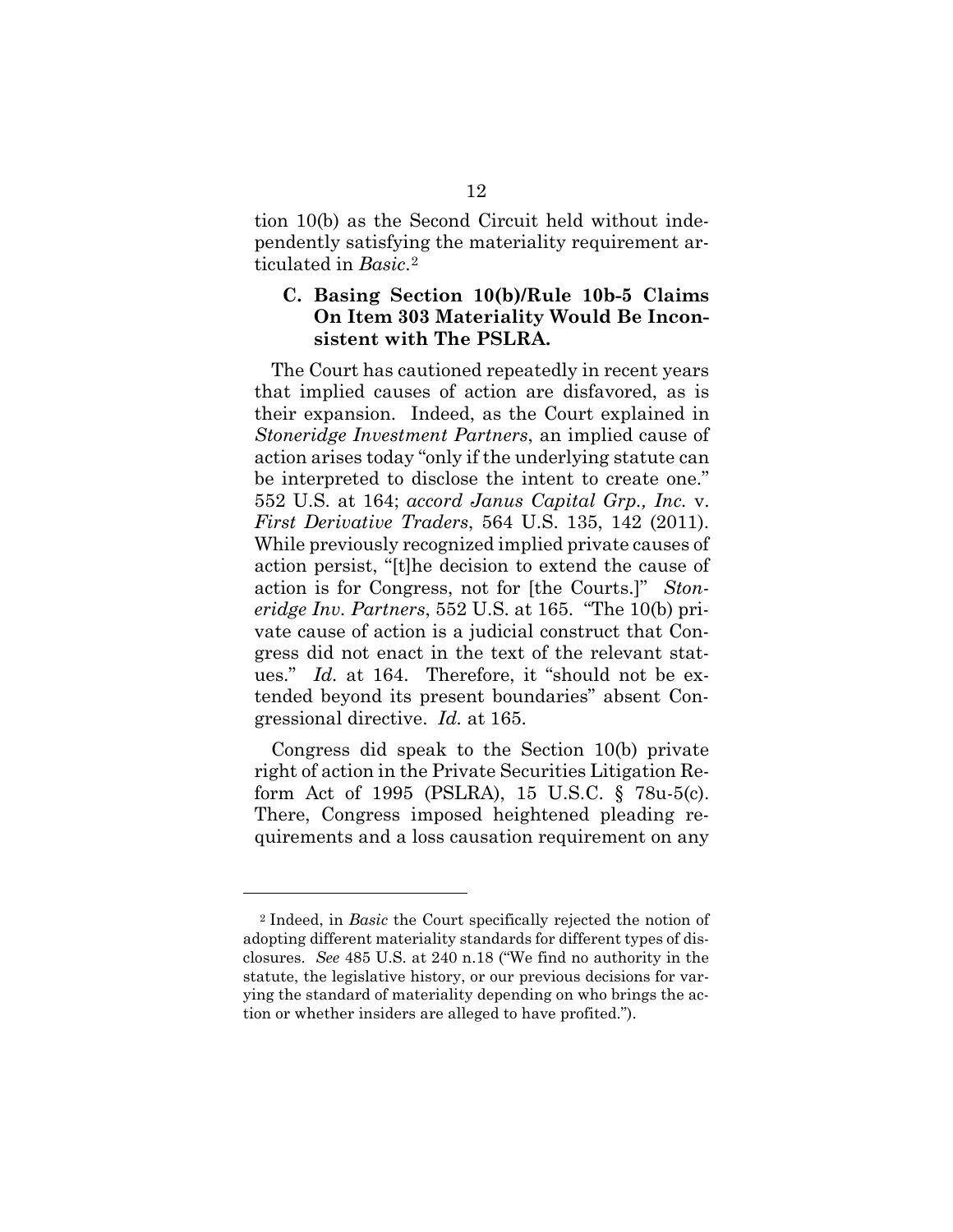tion 10(b) as the Second Circuit held without independently satisfying the materiality requirement articulated in *Basic*.[2]

### C. Basing Section 10(b)/Rule 10b-5 Claims On Item 303 Materiality Would Be Inconsistent with The PSLRA.

The Court has cautioned repeatedly in recent years that implied causes of action are disfavored, as is their expansion. Indeed, as the Court explained in *Stoneridge Investment Partners*, an implied cause of action arises today "only if the underlying statute can be interpreted to disclose the intent to create one." 552 U.S. at 164; *accord Janus Capital Grp., Inc.* v. *First Derivative Traders*, 564 U.S. 135, 142 (2011). While previously recognized implied private causes of action persist, "[t]he decision to extend the cause of action is for Congress, not for [the Courts.]" *Stoneridge Inv. Partners*, 552 U.S. at 165. "The 10(b) private cause of action is a judicial construct that Congress did not enact in the text of the relevant statues." *Id.* at 164. Therefore, it "should not be extended beyond its present boundaries" absent Congressional directive. *Id.* at 165.

Congress did speak to the Section 10(b) private right of action in the Private Securities Litigation Reform Act of 1995 (PSLRA), 15 U.S.C. § 78u-5(c). There, Congress imposed heightened pleading requirements and a loss causation requirement on any

---

[2] Indeed, in *Basic* the Court specifically rejected the notion of adopting different materiality standards for different types of disclosures. *See* 485 U.S. at 240 n.18 ("We find no authority in the statute, the legislative history, or our previous decisions for varying the standard of materiality depending on who brings the action or whether insiders are alleged to have profited.").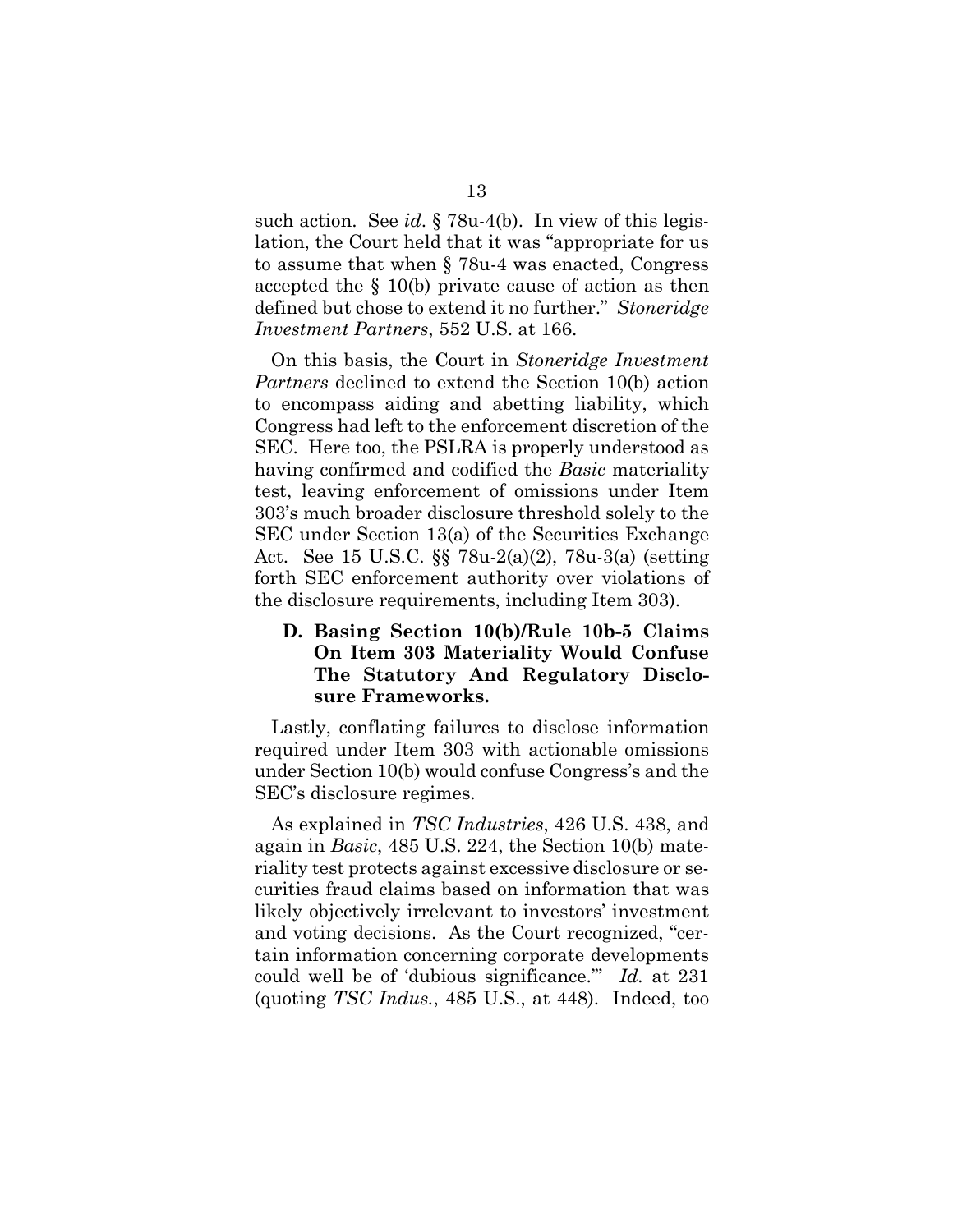such action. See *id*. § 78u-4(b). In view of this legislation, the Court held that it was "appropriate for us to assume that when § 78u-4 was enacted, Congress accepted the § 10(b) private cause of action as then defined but chose to extend it no further." *Stoneridge Investment Partners*, 552 U.S. at 166.

On this basis, the Court in *Stoneridge Investment Partners* declined to extend the Section 10(b) action to encompass aiding and abetting liability, which Congress had left to the enforcement discretion of the SEC. Here too, the PSLRA is properly understood as having confirmed and codified the *Basic* materiality test, leaving enforcement of omissions under Item 303's much broader disclosure threshold solely to the SEC under Section 13(a) of the Securities Exchange Act. See 15 U.S.C. §§ 78u-2(a)(2), 78u-3(a) (setting forth SEC enforcement authority over violations of the disclosure requirements, including Item 303).

### D. Basing Section 10(b)/Rule 10b-5 Claims On Item 303 Materiality Would Confuse The Statutory And Regulatory Disclosure Frameworks.

Lastly, conflating failures to disclose information required under Item 303 with actionable omissions under Section 10(b) would confuse Congress's and the SEC's disclosure regimes.

As explained in *TSC Industries*, 426 U.S. 438, and again in *Basic*, 485 U.S. 224, the Section 10(b) materiality test protects against excessive disclosure or securities fraud claims based on information that was likely objectively irrelevant to investors' investment and voting decisions. As the Court recognized, "certain information concerning corporate developments could well be of 'dubious significance.'" *Id.* at 231 (quoting *TSC Indus.*, 485 U.S., at 448). Indeed, too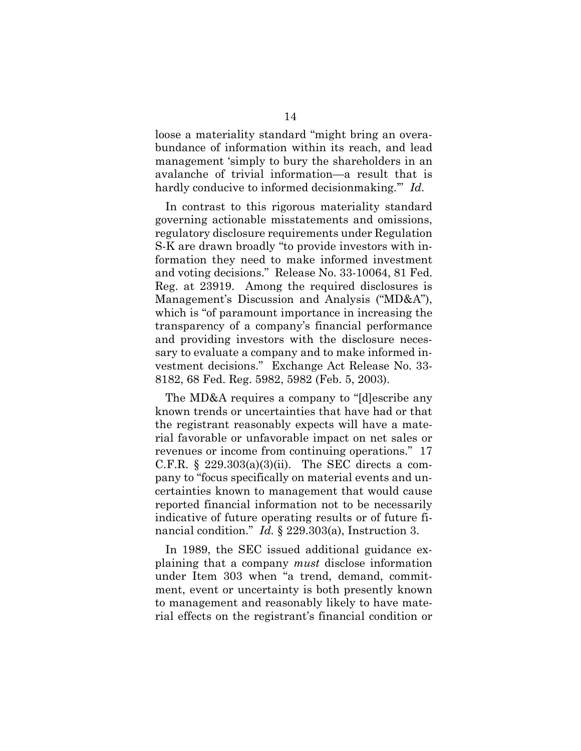loose a materiality standard "might bring an overabundance of information within its reach, and lead management 'simply to bury the shareholders in an avalanche of trivial information—a result that is hardly conducive to informed decisionmaking.'" *Id.*

In contrast to this rigorous materiality standard governing actionable misstatements and omissions, regulatory disclosure requirements under Regulation S-K are drawn broadly "to provide investors with information they need to make informed investment and voting decisions." Release No. 33-10064, 81 Fed. Reg. at 23919. Among the required disclosures is Management's Discussion and Analysis ("MD&A"), which is "of paramount importance in increasing the transparency of a company's financial performance and providing investors with the disclosure necessary to evaluate a company and to make informed investment decisions." Exchange Act Release No. 33-8182, 68 Fed. Reg. 5982, 5982 (Feb. 5, 2003).

The MD&A requires a company to "[d]escribe any known trends or uncertainties that have had or that the registrant reasonably expects will have a material favorable or unfavorable impact on net sales or revenues or income from continuing operations." 17 C.F.R. § 229.303(a)(3)(ii). The SEC directs a company to "focus specifically on material events and uncertainties known to management that would cause reported financial information not to be necessarily indicative of future operating results or of future financial condition." *Id.* § 229.303(a), Instruction 3.

In 1989, the SEC issued additional guidance explaining that a company *must* disclose information under Item 303 when "a trend, demand, commitment, event or uncertainty is both presently known to management and reasonably likely to have material effects on the registrant's financial condition or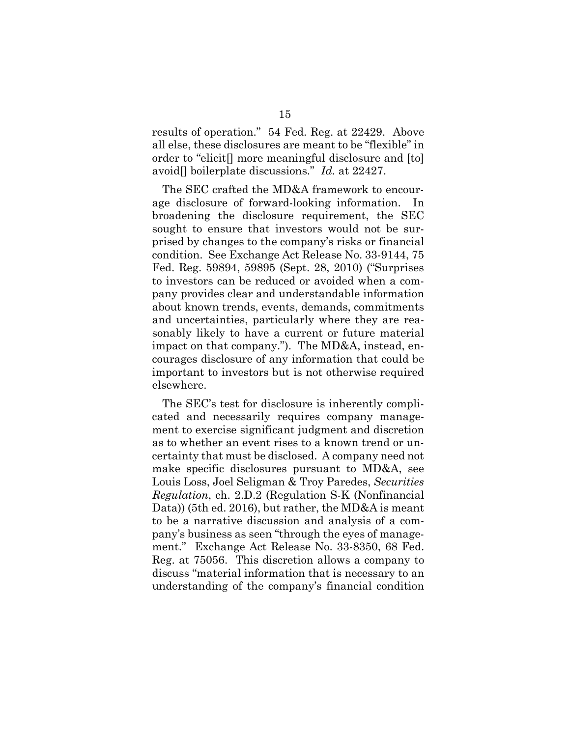results of operation." 54 Fed. Reg. at 22429. Above all else, these disclosures are meant to be "flexible" in order to "elicit[] more meaningful disclosure and [to] avoid[] boilerplate discussions." *Id.* at 22427.

The SEC crafted the MD&A framework to encourage disclosure of forward-looking information. In broadening the disclosure requirement, the SEC sought to ensure that investors would not be surprised by changes to the company's risks or financial condition. See Exchange Act Release No. 33-9144, 75 Fed. Reg. 59894, 59895 (Sept. 28, 2010) ("Surprises to investors can be reduced or avoided when a company provides clear and understandable information about known trends, events, demands, commitments and uncertainties, particularly where they are reasonably likely to have a current or future material impact on that company."). The MD&A, instead, encourages disclosure of any information that could be important to investors but is not otherwise required elsewhere.

The SEC's test for disclosure is inherently complicated and necessarily requires company management to exercise significant judgment and discretion as to whether an event rises to a known trend or uncertainty that must be disclosed. A company need not make specific disclosures pursuant to MD&A, see Louis Loss, Joel Seligman & Troy Paredes, *Securities Regulation*, ch. 2.D.2 (Regulation S-K (Nonfinancial Data)) (5th ed. 2016), but rather, the MD&A is meant to be a narrative discussion and analysis of a company's business as seen "through the eyes of management." Exchange Act Release No. 33-8350, 68 Fed. Reg. at 75056. This discretion allows a company to discuss "material information that is necessary to an understanding of the company's financial condition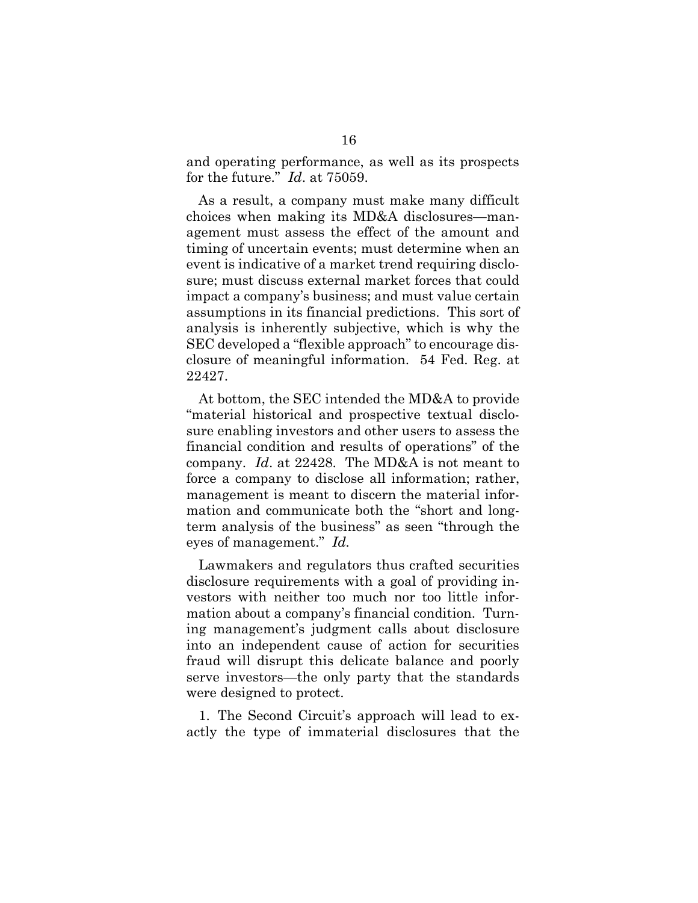and operating performance, as well as its prospects for the future." *Id*. at 75059.

As a result, a company must make many difficult choices when making its MD&A disclosures—management must assess the effect of the amount and timing of uncertain events; must determine when an event is indicative of a market trend requiring disclosure; must discuss external market forces that could impact a company's business; and must value certain assumptions in its financial predictions. This sort of analysis is inherently subjective, which is why the SEC developed a "flexible approach" to encourage disclosure of meaningful information. 54 Fed. Reg. at 22427.

At bottom, the SEC intended the MD&A to provide "material historical and prospective textual disclosure enabling investors and other users to assess the financial condition and results of operations" of the company. *Id*. at 22428. The MD&A is not meant to force a company to disclose all information; rather, management is meant to discern the material information and communicate both the "short and long-term analysis of the business" as seen "through the eyes of management." *Id.*

Lawmakers and regulators thus crafted securities disclosure requirements with a goal of providing investors with neither too much nor too little information about a company's financial condition. Turning management's judgment calls about disclosure into an independent cause of action for securities fraud will disrupt this delicate balance and poorly serve investors—the only party that the standards were designed to protect.

1. The Second Circuit's approach will lead to exactly the type of immaterial disclosures that the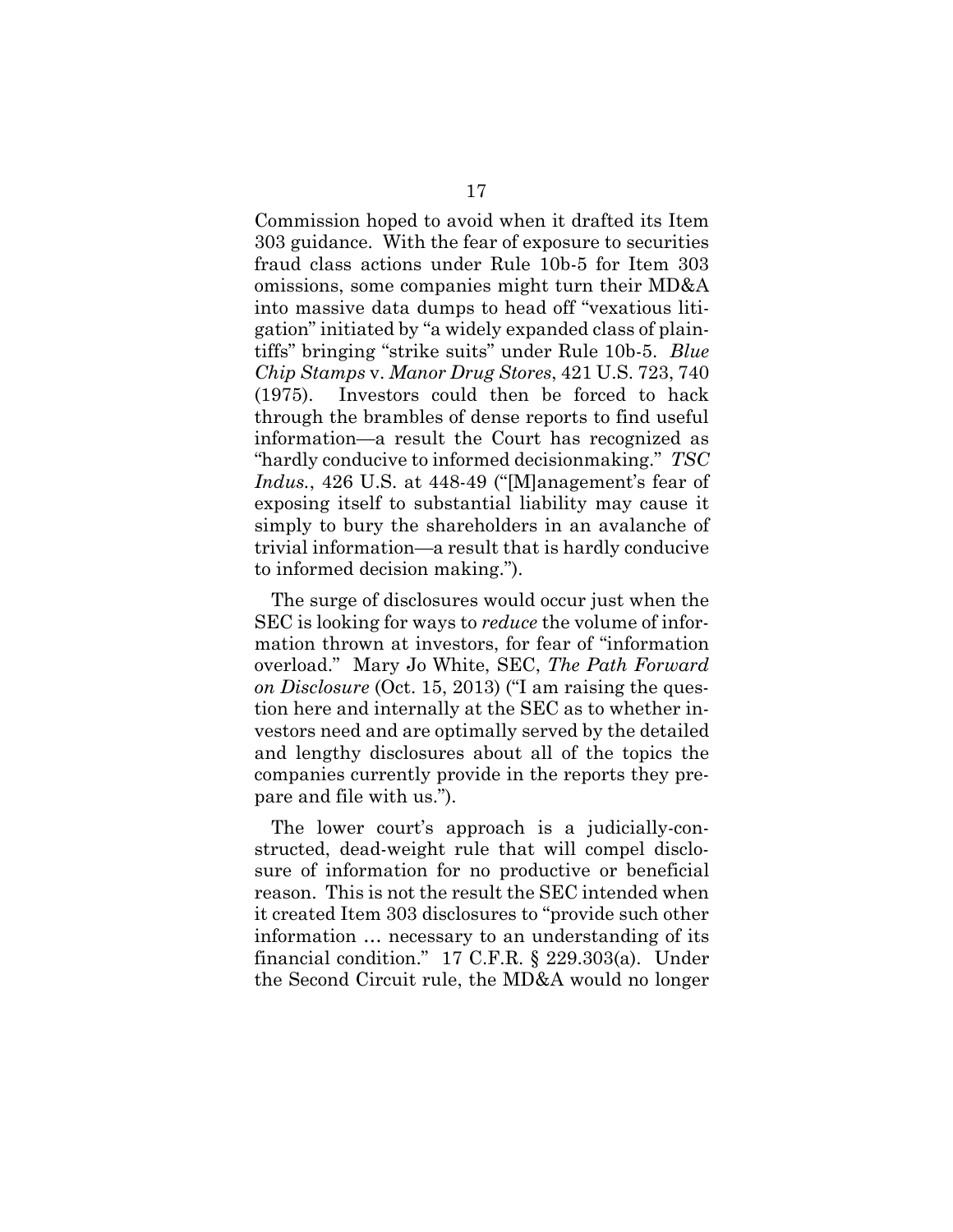Commission hoped to avoid when it drafted its Item 303 guidance. With the fear of exposure to securities fraud class actions under Rule 10b-5 for Item 303 omissions, some companies might turn their MD&A into massive data dumps to head off "vexatious litigation" initiated by "a widely expanded class of plaintiffs" bringing "strike suits" under Rule 10b-5. *Blue Chip Stamps* v. *Manor Drug Stores*, 421 U.S. 723, 740 (1975). Investors could then be forced to hack through the brambles of dense reports to find useful information—a result the Court has recognized as "hardly conducive to informed decisionmaking." *TSC Indus.*, 426 U.S. at 448-49 ("[M]anagement's fear of exposing itself to substantial liability may cause it simply to bury the shareholders in an avalanche of trivial information—a result that is hardly conducive to informed decision making.").

The surge of disclosures would occur just when the SEC is looking for ways to *reduce* the volume of information thrown at investors, for fear of "information overload." Mary Jo White, SEC, *The Path Forward on Disclosure* (Oct. 15, 2013) ("I am raising the question here and internally at the SEC as to whether investors need and are optimally served by the detailed and lengthy disclosures about all of the topics the companies currently provide in the reports they prepare and file with us.").

The lower court's approach is a judicially-constructed, dead-weight rule that will compel disclosure of information for no productive or beneficial reason. This is not the result the SEC intended when it created Item 303 disclosures to "provide such other information … necessary to an understanding of its financial condition." 17 C.F.R. § 229.303(a). Under the Second Circuit rule, the MD&A would no longer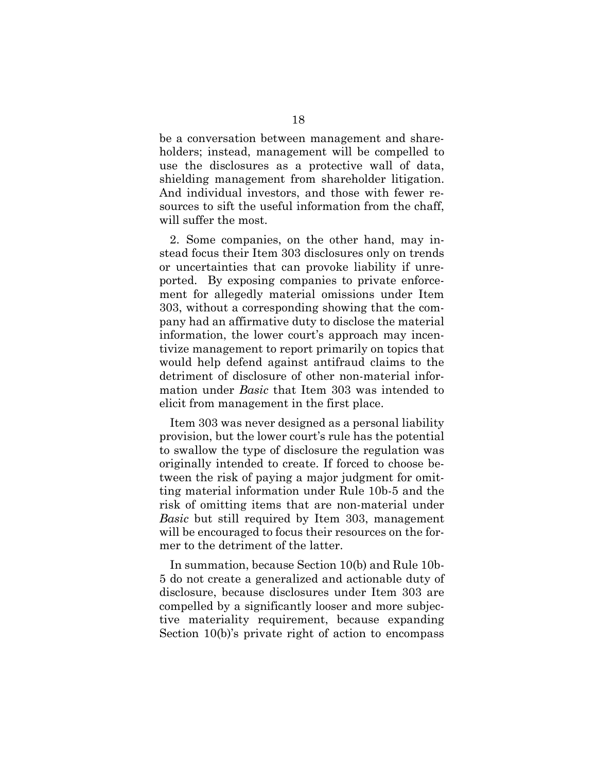be a conversation between management and shareholders; instead, management will be compelled to use the disclosures as a protective wall of data, shielding management from shareholder litigation. And individual investors, and those with fewer resources to sift the useful information from the chaff, will suffer the most.

2. Some companies, on the other hand, may instead focus their Item 303 disclosures only on trends or uncertainties that can provoke liability if unreported. By exposing companies to private enforcement for allegedly material omissions under Item 303, without a corresponding showing that the company had an affirmative duty to disclose the material information, the lower court's approach may incentivize management to report primarily on topics that would help defend against antifraud claims to the detriment of disclosure of other non-material information under *Basic* that Item 303 was intended to elicit from management in the first place.

Item 303 was never designed as a personal liability provision, but the lower court's rule has the potential to swallow the type of disclosure the regulation was originally intended to create. If forced to choose between the risk of paying a major judgment for omitting material information under Rule 10b-5 and the risk of omitting items that are non-material under *Basic* but still required by Item 303, management will be encouraged to focus their resources on the former to the detriment of the latter.

In summation, because Section 10(b) and Rule 10b-5 do not create a generalized and actionable duty of disclosure, because disclosures under Item 303 are compelled by a significantly looser and more subjective materiality requirement, because expanding Section 10(b)'s private right of action to encompass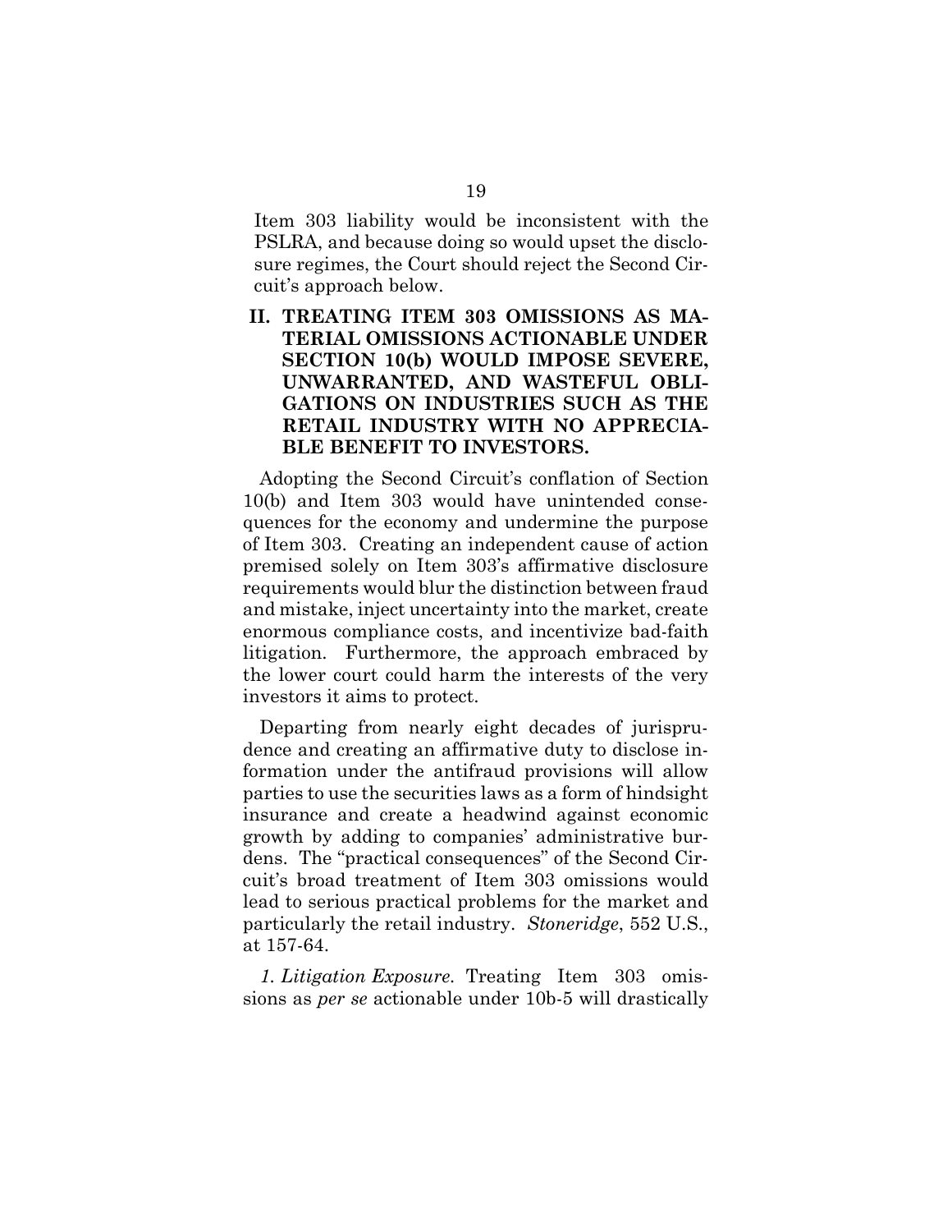Item 303 liability would be inconsistent with the PSLRA, and because doing so would upset the disclosure regimes, the Court should reject the Second Circuit's approach below.

## II. TREATING ITEM 303 OMISSIONS AS MATERIAL OMISSIONS ACTIONABLE UNDER SECTION 10(b) WOULD IMPOSE SEVERE, UNWARRANTED, AND WASTEFUL OBLIGATIONS ON INDUSTRIES SUCH AS THE RETAIL INDUSTRY WITH NO APPRECIABLE BENEFIT TO INVESTORS.

Adopting the Second Circuit's conflation of Section 10(b) and Item 303 would have unintended consequences for the economy and undermine the purpose of Item 303. Creating an independent cause of action premised solely on Item 303's affirmative disclosure requirements would blur the distinction between fraud and mistake, inject uncertainty into the market, create enormous compliance costs, and incentivize bad-faith litigation. Furthermore, the approach embraced by the lower court could harm the interests of the very investors it aims to protect.

Departing from nearly eight decades of jurisprudence and creating an affirmative duty to disclose information under the antifraud provisions will allow parties to use the securities laws as a form of hindsight insurance and create a headwind against economic growth by adding to companies' administrative burdens. The "practical consequences" of the Second Circuit's broad treatment of Item 303 omissions would lead to serious practical problems for the market and particularly the retail industry. *Stoneridge*, 552 U.S., at 157-64.

*1. Litigation Exposure.* Treating Item 303 omissions as *per se* actionable under 10b-5 will drastically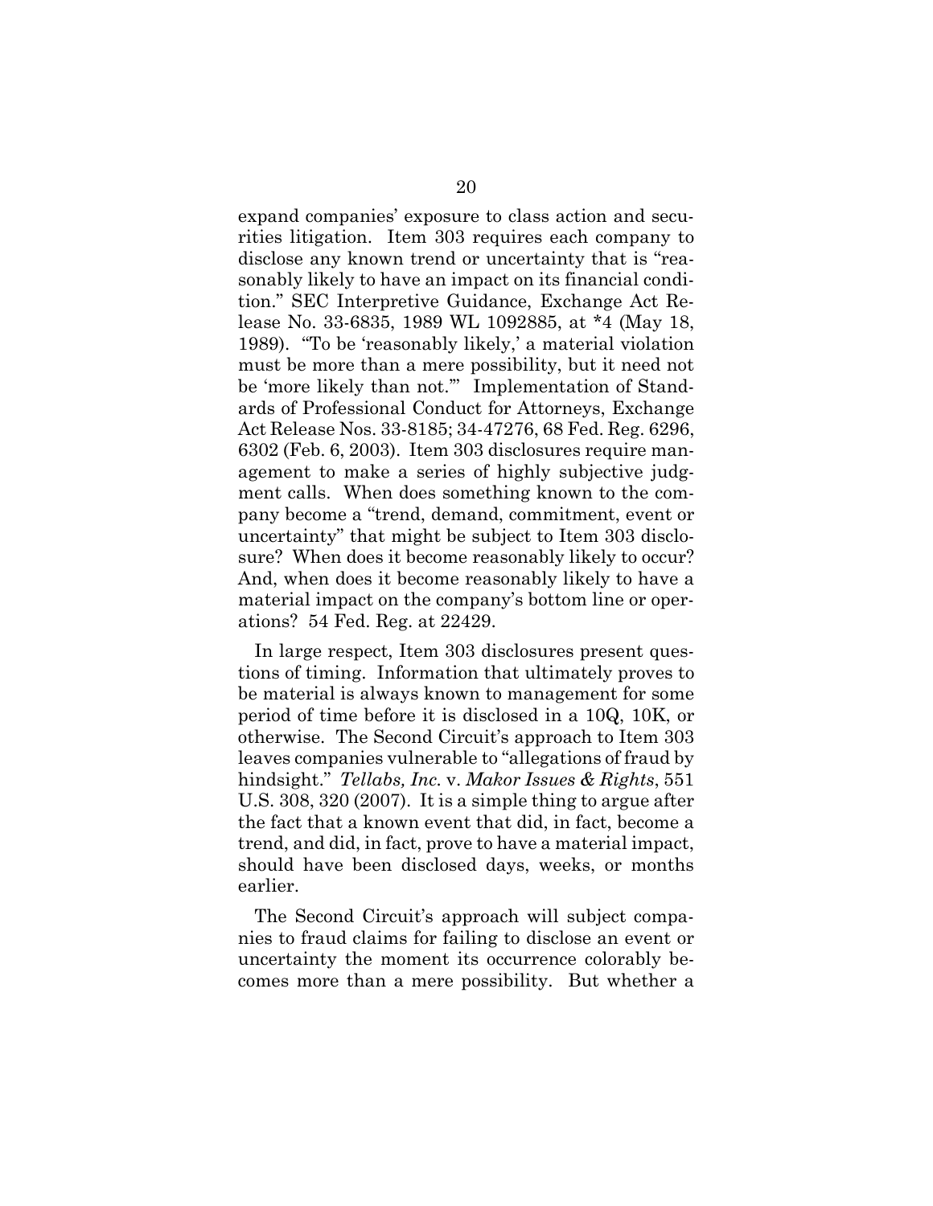expand companies' exposure to class action and securities litigation. Item 303 requires each company to disclose any known trend or uncertainty that is "reasonably likely to have an impact on its financial condition." SEC Interpretive Guidance, Exchange Act Release No. 33-6835, 1989 WL 1092885, at *4 (May 18, 1989). "To be 'reasonably likely,' a material violation must be more than a mere possibility, but it need not be 'more likely than not.'" Implementation of Standards of Professional Conduct for Attorneys, Exchange Act Release Nos. 33-8185; 34-47276, 68 Fed. Reg. 6296, 6302 (Feb. 6, 2003). Item 303 disclosures require management to make a series of highly subjective judgment calls. When does something known to the company become a "trend, demand, commitment, event or uncertainty" that might be subject to Item 303 disclosure? When does it become reasonably likely to occur? And, when does it become reasonably likely to have a material impact on the company's bottom line or operations? 54 Fed. Reg. at 22429.

In large respect, Item 303 disclosures present questions of timing. Information that ultimately proves to be material is always known to management for some period of time before it is disclosed in a 10Q, 10K, or otherwise. The Second Circuit's approach to Item 303 leaves companies vulnerable to "allegations of fraud by hindsight." *Tellabs, Inc.* v. *Makor Issues & Rights*, 551 U.S. 308, 320 (2007). It is a simple thing to argue after the fact that a known event that did, in fact, become a trend, and did, in fact, prove to have a material impact, should have been disclosed days, weeks, or months earlier.

The Second Circuit's approach will subject companies to fraud claims for failing to disclose an event or uncertainty the moment its occurrence colorably becomes more than a mere possibility. But whether a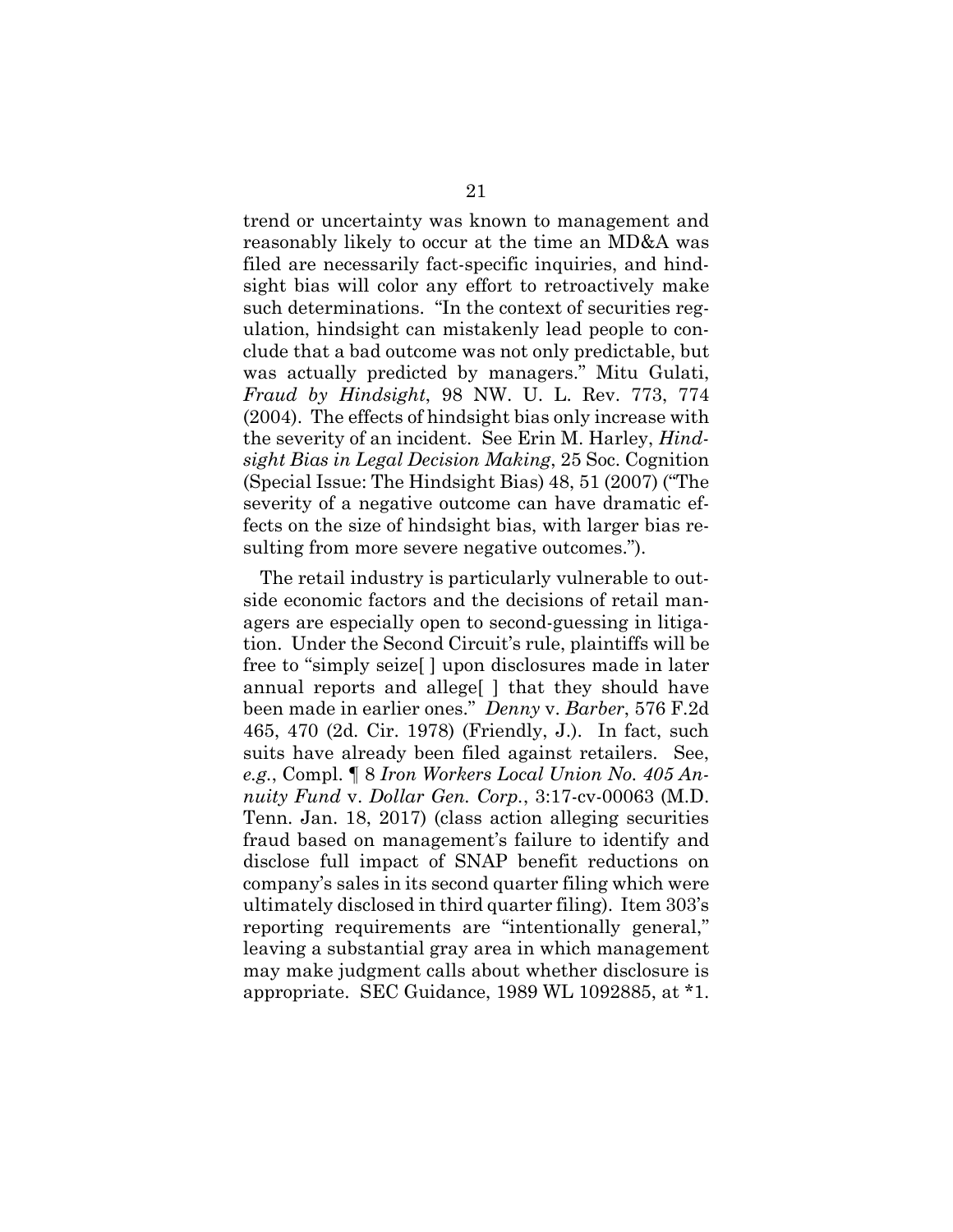trend or uncertainty was known to management and reasonably likely to occur at the time an MD&A was filed are necessarily fact-specific inquiries, and hindsight bias will color any effort to retroactively make such determinations. "In the context of securities regulation, hindsight can mistakenly lead people to conclude that a bad outcome was not only predictable, but was actually predicted by managers." Mitu Gulati, *Fraud by Hindsight*, 98 NW. U. L. Rev. 773, 774 (2004). The effects of hindsight bias only increase with the severity of an incident. See Erin M. Harley, *Hindsight Bias in Legal Decision Making*, 25 Soc. Cognition (Special Issue: The Hindsight Bias) 48, 51 (2007) ("The severity of a negative outcome can have dramatic effects on the size of hindsight bias, with larger bias resulting from more severe negative outcomes.").

The retail industry is particularly vulnerable to outside economic factors and the decisions of retail managers are especially open to second-guessing in litigation. Under the Second Circuit's rule, plaintiffs will be free to "simply seize[ ] upon disclosures made in later annual reports and allege[ ] that they should have been made in earlier ones." *Denny* v. *Barber*, 576 F.2d 465, 470 (2d. Cir. 1978) (Friendly, J.). In fact, such suits have already been filed against retailers. See, *e.g.*, Compl. ¶ 8 *Iron Workers Local Union No. 405 Annuity Fund* v. *Dollar Gen. Corp.*, 3:17-cv-00063 (M.D. Tenn. Jan. 18, 2017) (class action alleging securities fraud based on management's failure to identify and disclose full impact of SNAP benefit reductions on company's sales in its second quarter filing which were ultimately disclosed in third quarter filing). Item 303's reporting requirements are "intentionally general," leaving a substantial gray area in which management may make judgment calls about whether disclosure is appropriate. SEC Guidance, 1989 WL 1092885, at *1.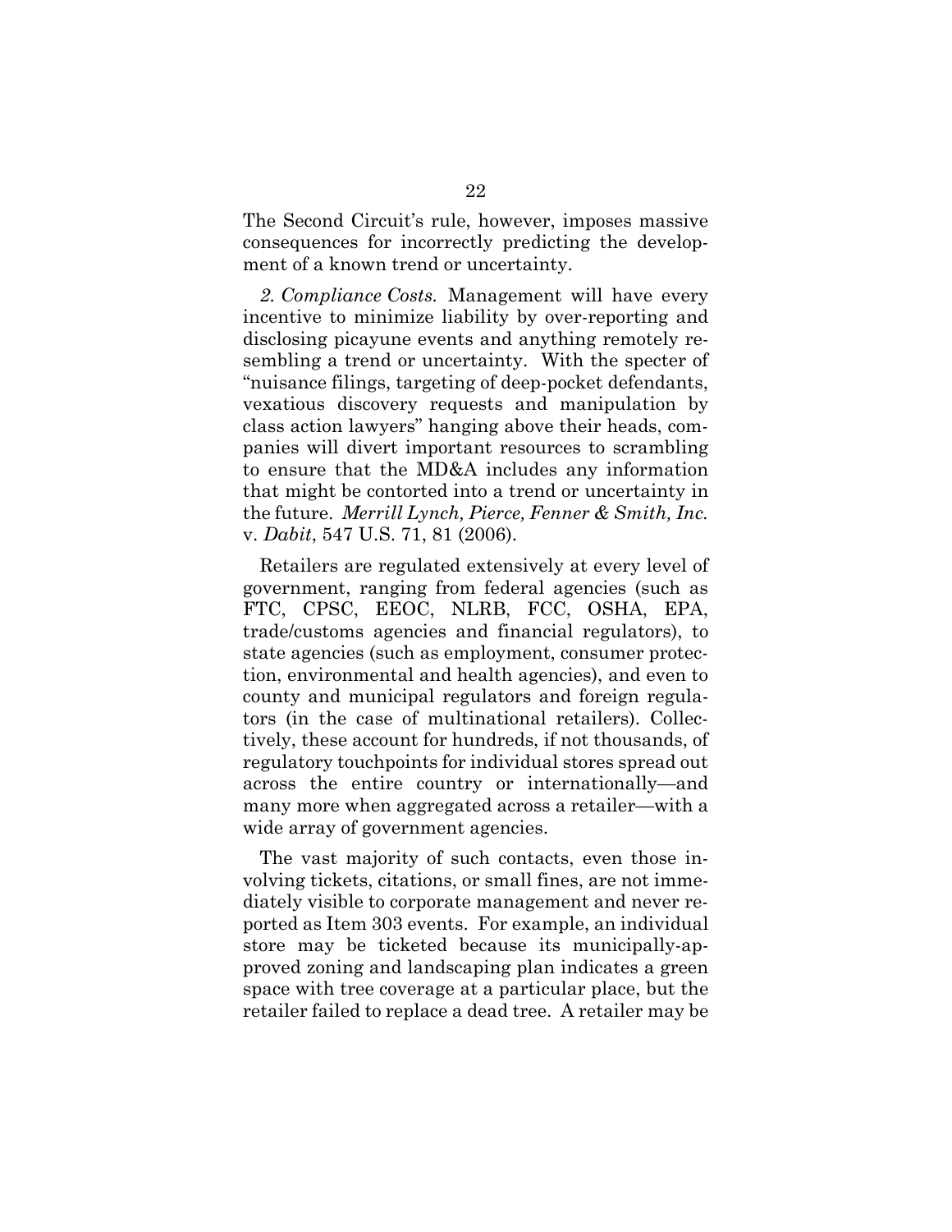The Second Circuit's rule, however, imposes massive consequences for incorrectly predicting the development of a known trend or uncertainty.

*2. Compliance Costs.* Management will have every incentive to minimize liability by over-reporting and disclosing picayune events and anything remotely resembling a trend or uncertainty. With the specter of "nuisance filings, targeting of deep-pocket defendants, vexatious discovery requests and manipulation by class action lawyers" hanging above their heads, companies will divert important resources to scrambling to ensure that the MD&A includes any information that might be contorted into a trend or uncertainty in the future. *Merrill Lynch, Pierce, Fenner & Smith, Inc.* v. *Dabit*, 547 U.S. 71, 81 (2006).

Retailers are regulated extensively at every level of government, ranging from federal agencies (such as FTC, CPSC, EEOC, NLRB, FCC, OSHA, EPA, trade/customs agencies and financial regulators), to state agencies (such as employment, consumer protection, environmental and health agencies), and even to county and municipal regulators and foreign regulators (in the case of multinational retailers). Collectively, these account for hundreds, if not thousands, of regulatory touchpoints for individual stores spread out across the entire country or internationally—and many more when aggregated across a retailer—with a wide array of government agencies.

The vast majority of such contacts, even those involving tickets, citations, or small fines, are not immediately visible to corporate management and never reported as Item 303 events. For example, an individual store may be ticketed because its municipally-approved zoning and landscaping plan indicates a green space with tree coverage at a particular place, but the retailer failed to replace a dead tree. A retailer may be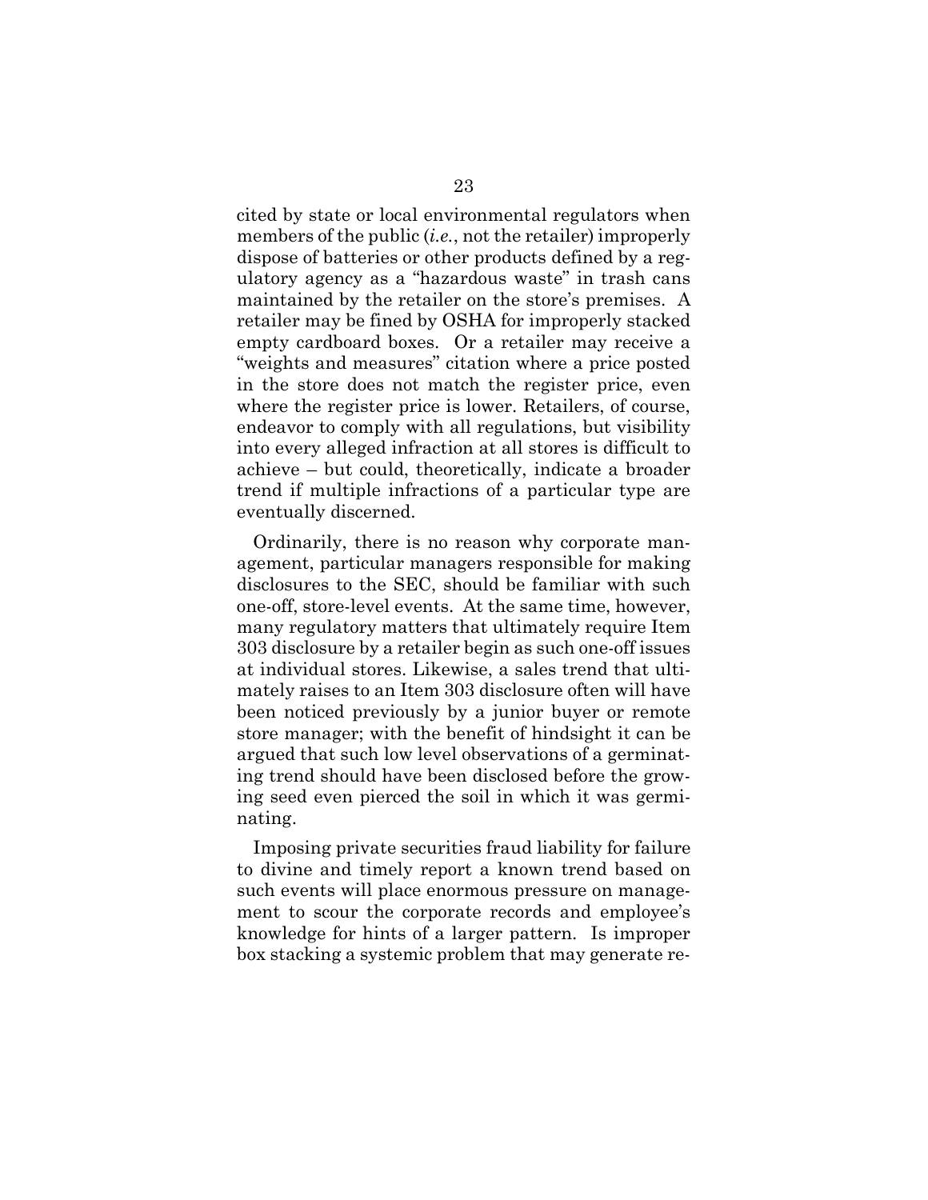cited by state or local environmental regulators when members of the public (*i.e.*, not the retailer) improperly dispose of batteries or other products defined by a regulatory agency as a "hazardous waste" in trash cans maintained by the retailer on the store's premises. A retailer may be fined by OSHA for improperly stacked empty cardboard boxes. Or a retailer may receive a "weights and measures" citation where a price posted in the store does not match the register price, even where the register price is lower. Retailers, of course, endeavor to comply with all regulations, but visibility into every alleged infraction at all stores is difficult to achieve – but could, theoretically, indicate a broader trend if multiple infractions of a particular type are eventually discerned.

Ordinarily, there is no reason why corporate management, particular managers responsible for making disclosures to the SEC, should be familiar with such one-off, store-level events. At the same time, however, many regulatory matters that ultimately require Item 303 disclosure by a retailer begin as such one-off issues at individual stores. Likewise, a sales trend that ultimately raises to an Item 303 disclosure often will have been noticed previously by a junior buyer or remote store manager; with the benefit of hindsight it can be argued that such low level observations of a germinating trend should have been disclosed before the growing seed even pierced the soil in which it was germinating.

Imposing private securities fraud liability for failure to divine and timely report a known trend based on such events will place enormous pressure on management to scour the corporate records and employee's knowledge for hints of a larger pattern. Is improper box stacking a systemic problem that may generate re-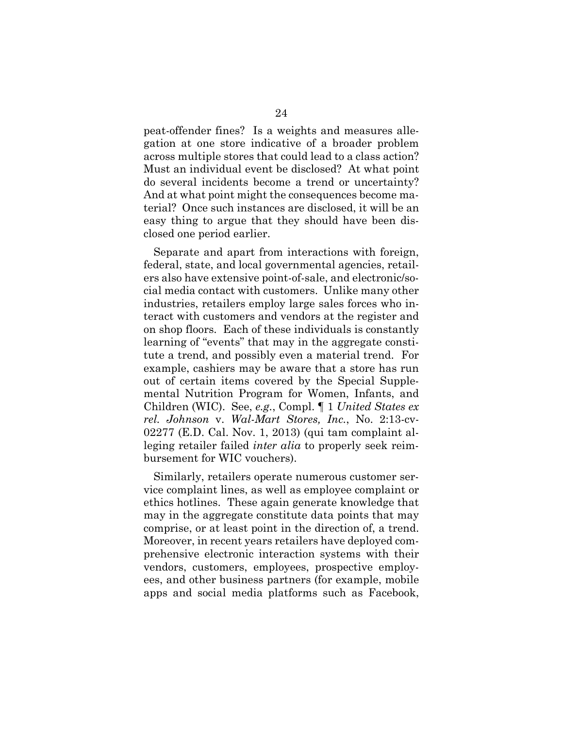peat-offender fines? Is a weights and measures allegation at one store indicative of a broader problem across multiple stores that could lead to a class action? Must an individual event be disclosed? At what point do several incidents become a trend or uncertainty? And at what point might the consequences become material? Once such instances are disclosed, it will be an easy thing to argue that they should have been disclosed one period earlier.

Separate and apart from interactions with foreign, federal, state, and local governmental agencies, retailers also have extensive point-of-sale, and electronic/social media contact with customers. Unlike many other industries, retailers employ large sales forces who interact with customers and vendors at the register and on shop floors. Each of these individuals is constantly learning of "events" that may in the aggregate constitute a trend, and possibly even a material trend. For example, cashiers may be aware that a store has run out of certain items covered by the Special Supplemental Nutrition Program for Women, Infants, and Children (WIC). See, *e.g.*, Compl. ¶ 1 *United States ex rel. Johnson* v. *Wal-Mart Stores, Inc.*, No. 2:13-cv-02277 (E.D. Cal. Nov. 1, 2013) (qui tam complaint alleging retailer failed *inter alia* to properly seek reimbursement for WIC vouchers).

Similarly, retailers operate numerous customer service complaint lines, as well as employee complaint or ethics hotlines. These again generate knowledge that may in the aggregate constitute data points that may comprise, or at least point in the direction of, a trend. Moreover, in recent years retailers have deployed comprehensive electronic interaction systems with their vendors, customers, employees, prospective employees, and other business partners (for example, mobile apps and social media platforms such as Facebook,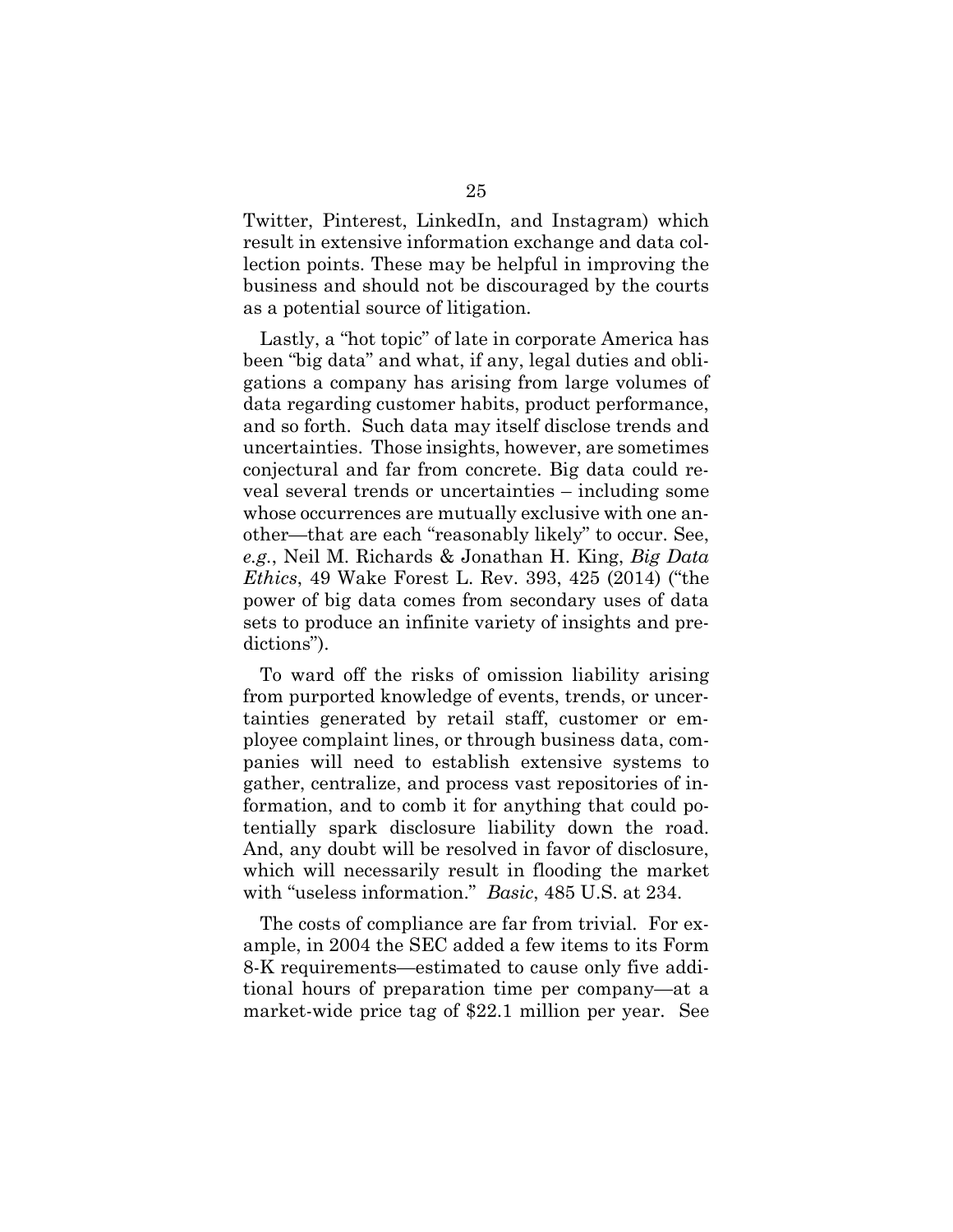Twitter, Pinterest, LinkedIn, and Instagram) which result in extensive information exchange and data collection points. These may be helpful in improving the business and should not be discouraged by the courts as a potential source of litigation.

Lastly, a "hot topic" of late in corporate America has been "big data" and what, if any, legal duties and obligations a company has arising from large volumes of data regarding customer habits, product performance, and so forth. Such data may itself disclose trends and uncertainties. Those insights, however, are sometimes conjectural and far from concrete. Big data could reveal several trends or uncertainties – including some whose occurrences are mutually exclusive with one another—that are each "reasonably likely" to occur. See, *e.g.*, Neil M. Richards & Jonathan H. King, *Big Data Ethics*, 49 Wake Forest L. Rev. 393, 425 (2014) ("the power of big data comes from secondary uses of data sets to produce an infinite variety of insights and predictions").

To ward off the risks of omission liability arising from purported knowledge of events, trends, or uncertainties generated by retail staff, customer or employee complaint lines, or through business data, companies will need to establish extensive systems to gather, centralize, and process vast repositories of information, and to comb it for anything that could potentially spark disclosure liability down the road. And, any doubt will be resolved in favor of disclosure, which will necessarily result in flooding the market with "useless information." *Basic*, 485 U.S. at 234.

The costs of compliance are far from trivial. For example, in 2004 the SEC added a few items to its Form 8-K requirements—estimated to cause only five additional hours of preparation time per company—at a market-wide price tag of $22.1 million per year. See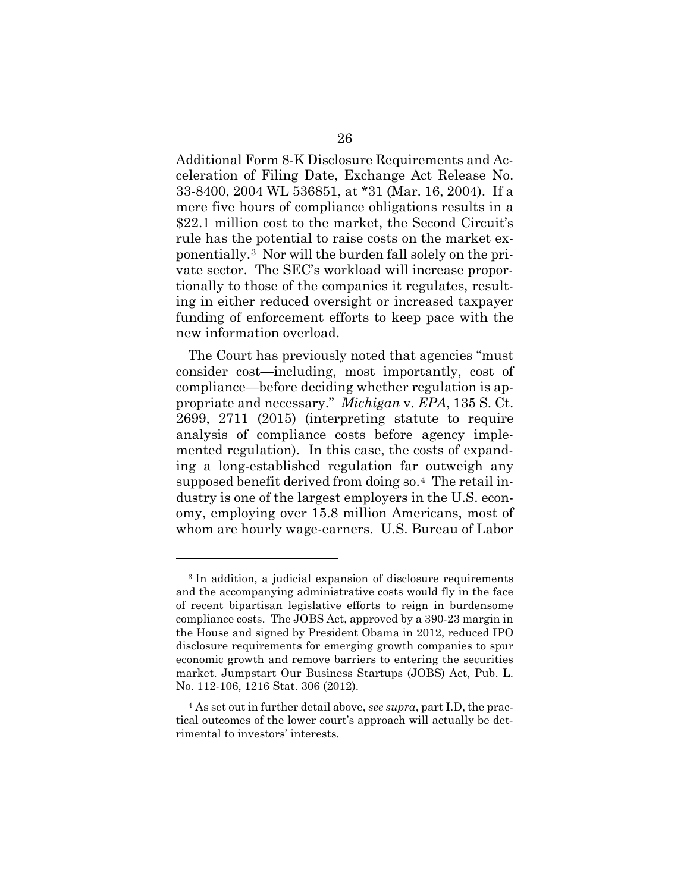Additional Form 8-K Disclosure Requirements and Acceleration of Filing Date, Exchange Act Release No. 33-8400, 2004 WL 536851, at *31 (Mar. 16, 2004). If a mere five hours of compliance obligations results in a $22.1 million cost to the market, the Second Circuit's rule has the potential to raise costs on the market exponentially.[3] Nor will the burden fall solely on the private sector. The SEC's workload will increase proportionally to those of the companies it regulates, resulting in either reduced oversight or increased taxpayer funding of enforcement efforts to keep pace with the new information overload.

The Court has previously noted that agencies "must consider cost—including, most importantly, cost of compliance—before deciding whether regulation is appropriate and necessary." *Michigan* v. *EPA*, 135 S. Ct. 2699, 2711 (2015) (interpreting statute to require analysis of compliance costs before agency implemented regulation). In this case, the costs of expanding a long-established regulation far outweigh any supposed benefit derived from doing so.[4] The retail industry is one of the largest employers in the U.S. economy, employing over 15.8 million Americans, most of whom are hourly wage-earners. U.S. Bureau of Labor

---

[3] In addition, a judicial expansion of disclosure requirements and the accompanying administrative costs would fly in the face of recent bipartisan legislative efforts to reign in burdensome compliance costs. The JOBS Act, approved by a 390-23 margin in the House and signed by President Obama in 2012, reduced IPO disclosure requirements for emerging growth companies to spur economic growth and remove barriers to entering the securities market. Jumpstart Our Business Startups (JOBS) Act, Pub. L. No. 112-106, 1216 Stat. 306 (2012).

[4] As set out in further detail above, *see supra*, part I.D, the practical outcomes of the lower court's approach will actually be detrimental to investors' interests.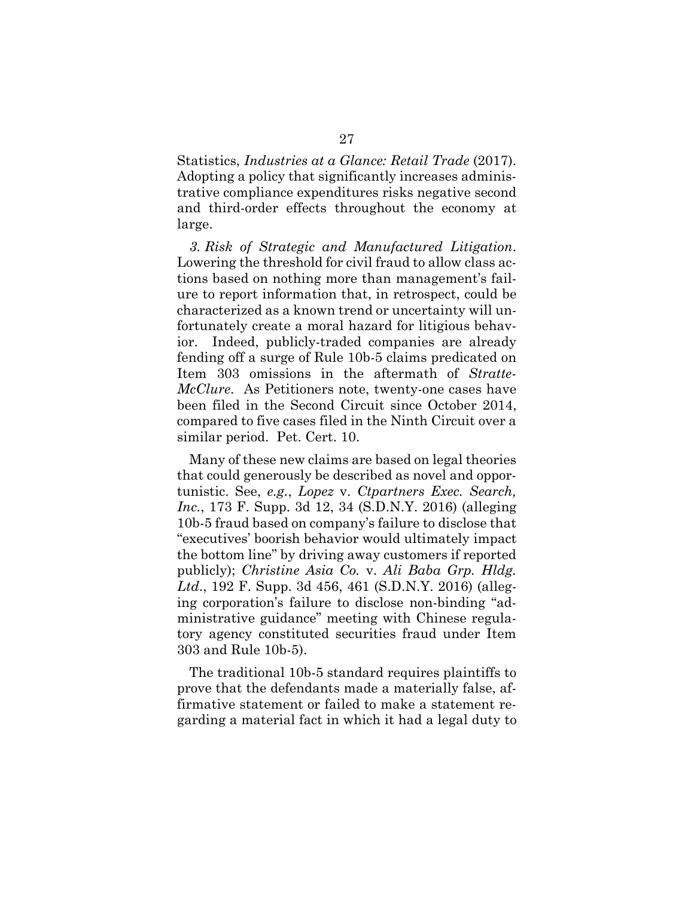Statistics, *Industries at a Glance: Retail Trade* (2017). Adopting a policy that significantly increases administrative compliance expenditures risks negative second and third-order effects throughout the economy at large.

*3. Risk of Strategic and Manufactured Litigation*. Lowering the threshold for civil fraud to allow class actions based on nothing more than management's failure to report information that, in retrospect, could be characterized as a known trend or uncertainty will unfortunately create a moral hazard for litigious behavior. Indeed, publicly-traded companies are already fending off a surge of Rule 10b-5 claims predicated on Item 303 omissions in the aftermath of *Stratte-McClure*. As Petitioners note, twenty-one cases have been filed in the Second Circuit since October 2014, compared to five cases filed in the Ninth Circuit over a similar period. Pet. Cert. 10.

Many of these new claims are based on legal theories that could generously be described as novel and opportunistic. See, *e.g.*, *Lopez* v. *Ctpartners Exec. Search, Inc.*, 173 F. Supp. 3d 12, 34 (S.D.N.Y. 2016) (alleging 10b-5 fraud based on company's failure to disclose that "executives' boorish behavior would ultimately impact the bottom line" by driving away customers if reported publicly); *Christine Asia Co.* v. *Ali Baba Grp. Hldg. Ltd.*, 192 F. Supp. 3d 456, 461 (S.D.N.Y. 2016) (alleging corporation's failure to disclose non-binding "administrative guidance" meeting with Chinese regulatory agency constituted securities fraud under Item 303 and Rule 10b-5).

The traditional 10b-5 standard requires plaintiffs to prove that the defendants made a materially false, affirmative statement or failed to make a statement regarding a material fact in which it had a legal duty to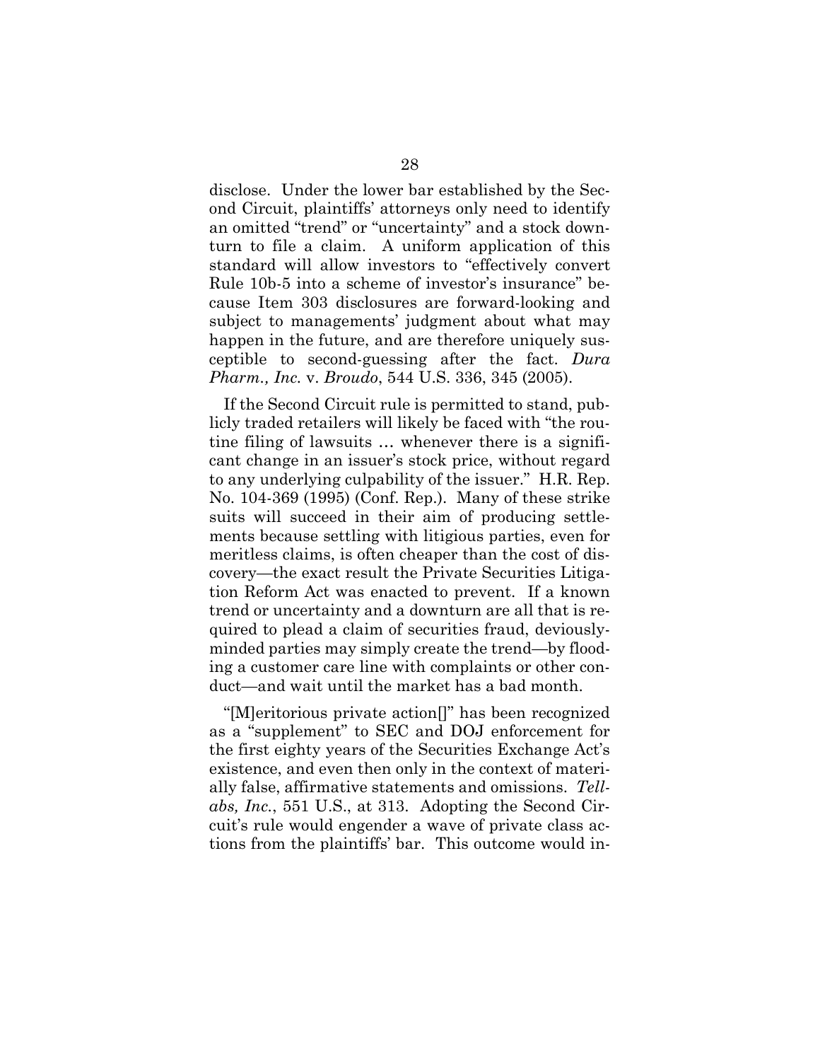disclose. Under the lower bar established by the Second Circuit, plaintiffs' attorneys only need to identify an omitted "trend" or "uncertainty" and a stock downturn to file a claim. A uniform application of this standard will allow investors to "effectively convert Rule 10b-5 into a scheme of investor's insurance" because Item 303 disclosures are forward-looking and subject to managements' judgment about what may happen in the future, and are therefore uniquely susceptible to second-guessing after the fact. *Dura Pharm., Inc.* v. *Broudo*, 544 U.S. 336, 345 (2005).

If the Second Circuit rule is permitted to stand, publicly traded retailers will likely be faced with "the routine filing of lawsuits … whenever there is a significant change in an issuer's stock price, without regard to any underlying culpability of the issuer." H.R. Rep. No. 104-369 (1995) (Conf. Rep.). Many of these strike suits will succeed in their aim of producing settlements because settling with litigious parties, even for meritless claims, is often cheaper than the cost of discovery—the exact result the Private Securities Litigation Reform Act was enacted to prevent. If a known trend or uncertainty and a downturn are all that is required to plead a claim of securities fraud, deviously-minded parties may simply create the trend—by flooding a customer care line with complaints or other conduct—and wait until the market has a bad month.

"[M]eritorious private action[]" has been recognized as a "supplement" to SEC and DOJ enforcement for the first eighty years of the Securities Exchange Act's existence, and even then only in the context of materially false, affirmative statements and omissions. *Tellabs, Inc.*, 551 U.S., at 313. Adopting the Second Circuit's rule would engender a wave of private class actions from the plaintiffs' bar. This outcome would in-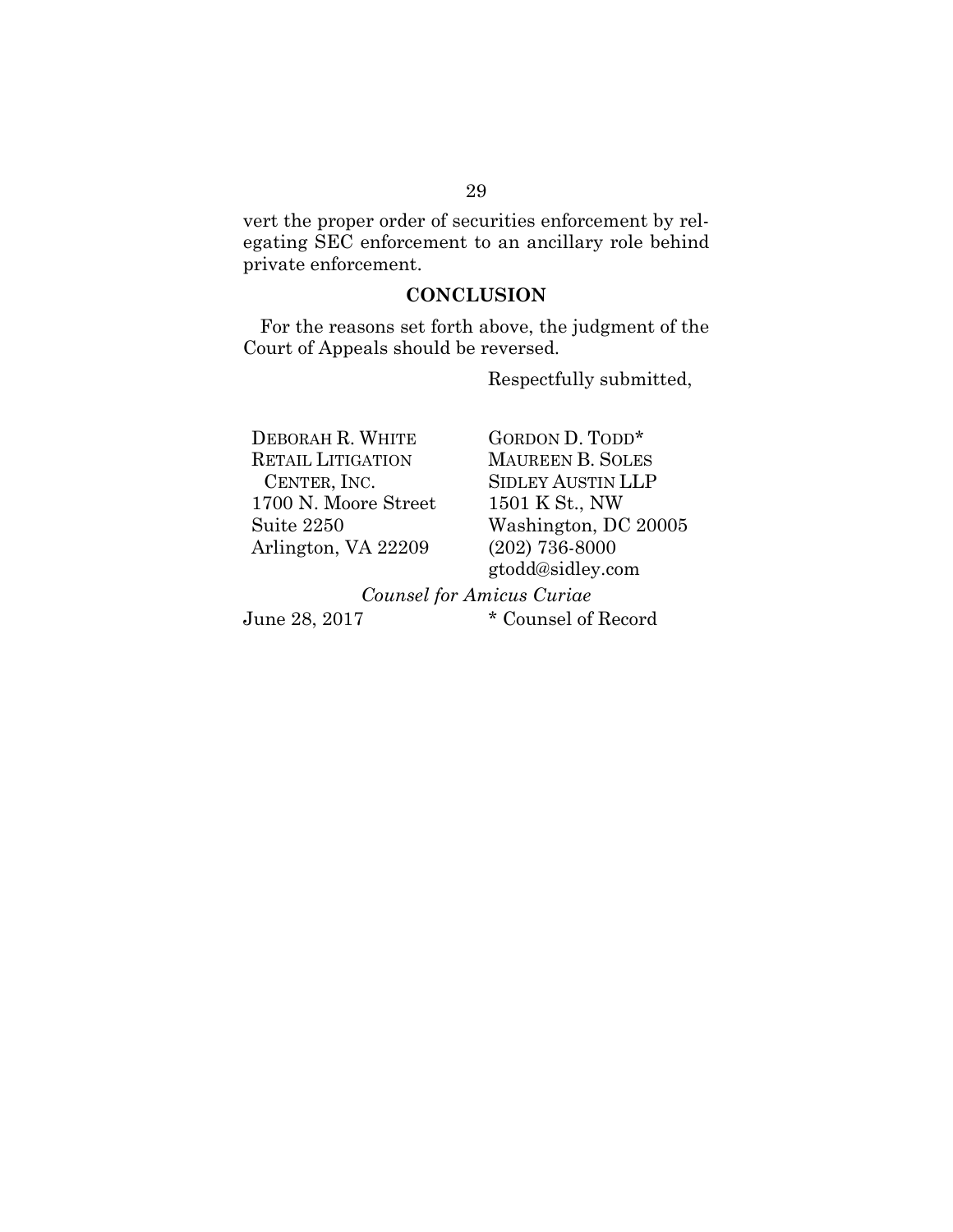vert the proper order of securities enforcement by relegating SEC enforcement to an ancillary role behind private enforcement.

## CONCLUSION

For the reasons set forth above, the judgment of the Court of Appeals should be reversed.

Respectfully submitted,

DEBORAH R. WHITE
RETAIL LITIGATION CENTER, INC.
1700 N. Moore Street
Suite 2250
Arlington, VA 22209

GORDON D. TODD*
MAUREEN B. SOLES
SIDLEY AUSTIN LLP
1501 K St., NW
Washington, DC 20005
(202) 736-8000
gtodd@sidley.com

*Counsel for Amicus Curiae*

June 28, 2017

* Counsel of Record